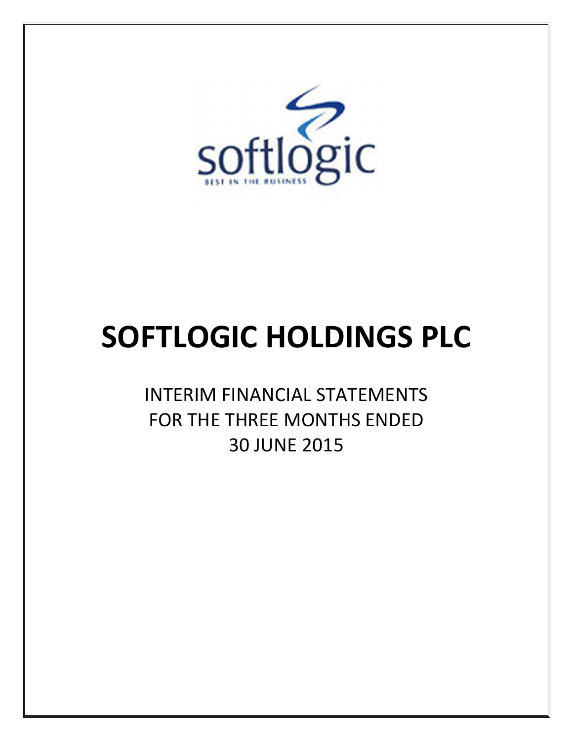softlogic

BEST IN THE BUSINESS

# SOFTLOGIC HOLDINGS PLC

INTERIM FINANCIAL STATEMENTS
FOR THE THREE MONTHS ENDED
30 JUNE 2015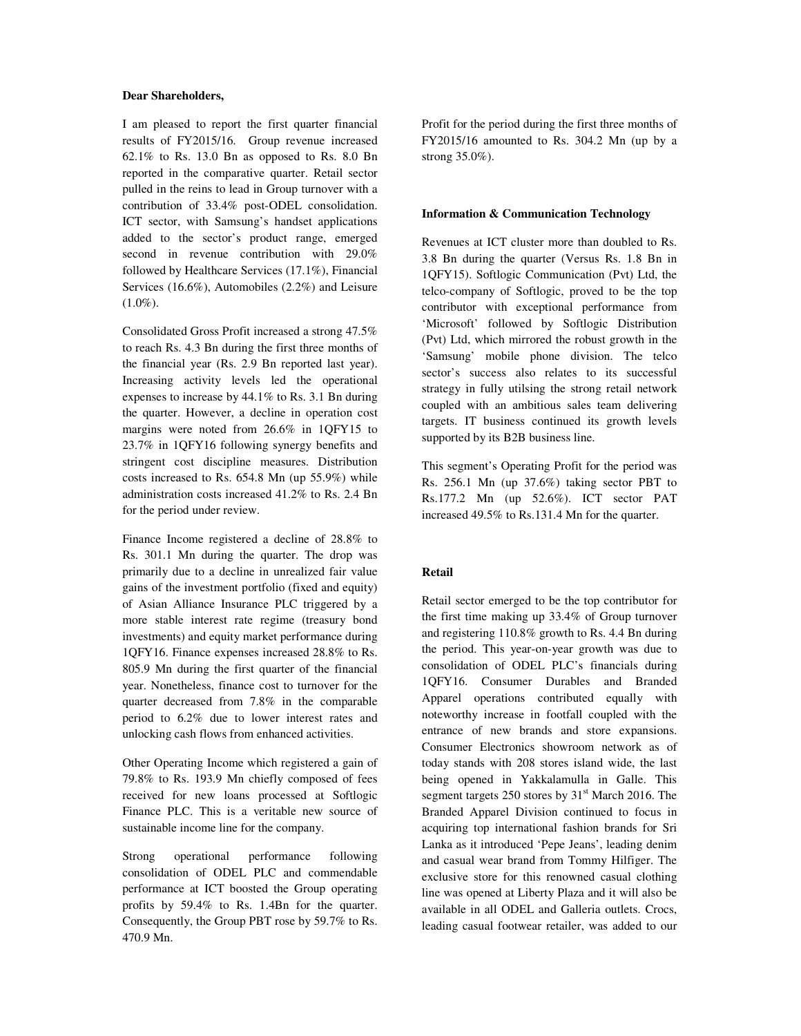**Dear Shareholders,**

I am pleased to report the first quarter financial results of FY2015/16. Group revenue increased 62.1% to Rs. 13.0 Bn as opposed to Rs. 8.0 Bn reported in the comparative quarter. Retail sector pulled in the reins to lead in Group turnover with a contribution of 33.4% post-ODEL consolidation. ICT sector, with Samsung's handset applications added to the sector's product range, emerged second in revenue contribution with 29.0% followed by Healthcare Services (17.1%), Financial Services (16.6%), Automobiles (2.2%) and Leisure (1.0%).

Consolidated Gross Profit increased a strong 47.5% to reach Rs. 4.3 Bn during the first three months of the financial year (Rs. 2.9 Bn reported last year). Increasing activity levels led the operational expenses to increase by 44.1% to Rs. 3.1 Bn during the quarter. However, a decline in operation cost margins were noted from 26.6% in 1QFY15 to 23.7% in 1QFY16 following synergy benefits and stringent cost discipline measures. Distribution costs increased to Rs. 654.8 Mn (up 55.9%) while administration costs increased 41.2% to Rs. 2.4 Bn for the period under review.

Finance Income registered a decline of 28.8% to Rs. 301.1 Mn during the quarter. The drop was primarily due to a decline in unrealized fair value gains of the investment portfolio (fixed and equity) of Asian Alliance Insurance PLC triggered by a more stable interest rate regime (treasury bond investments) and equity market performance during 1QFY16. Finance expenses increased 28.8% to Rs. 805.9 Mn during the first quarter of the financial year. Nonetheless, finance cost to turnover for the quarter decreased from 7.8% in the comparable period to 6.2% due to lower interest rates and unlocking cash flows from enhanced activities.

Other Operating Income which registered a gain of 79.8% to Rs. 193.9 Mn chiefly composed of fees received for new loans processed at Softlogic Finance PLC. This is a veritable new source of sustainable income line for the company.

Strong operational performance following consolidation of ODEL PLC and commendable performance at ICT boosted the Group operating profits by 59.4% to Rs. 1.4Bn for the quarter. Consequently, the Group PBT rose by 59.7% to Rs. 470.9 Mn.

Profit for the period during the first three months of FY2015/16 amounted to Rs. 304.2 Mn (up by a strong 35.0%).

**Information & Communication Technology**

Revenues at ICT cluster more than doubled to Rs. 3.8 Bn during the quarter (Versus Rs. 1.8 Bn in 1QFY15). Softlogic Communication (Pvt) Ltd, the telco-company of Softlogic, proved to be the top contributor with exceptional performance from 'Microsoft' followed by Softlogic Distribution (Pvt) Ltd, which mirrored the robust growth in the 'Samsung' mobile phone division. The telco sector's success also relates to its successful strategy in fully utilsing the strong retail network coupled with an ambitious sales team delivering targets. IT business continued its growth levels supported by its B2B business line.

This segment's Operating Profit for the period was Rs. 256.1 Mn (up 37.6%) taking sector PBT to Rs.177.2 Mn (up 52.6%). ICT sector PAT increased 49.5% to Rs.131.4 Mn for the quarter.

**Retail**

Retail sector emerged to be the top contributor for the first time making up 33.4% of Group turnover and registering 110.8% growth to Rs. 4.4 Bn during the period. This year-on-year growth was due to consolidation of ODEL PLC's financials during 1QFY16. Consumer Durables and Branded Apparel operations contributed equally with noteworthy increase in footfall coupled with the entrance of new brands and store expansions. Consumer Electronics showroom network as of today stands with 208 stores island wide, the last being opened in Yakkalamulla in Galle. This segment targets 250 stores by 31st March 2016. The Branded Apparel Division continued to focus in acquiring top international fashion brands for Sri Lanka as it introduced 'Pepe Jeans', leading denim and casual wear brand from Tommy Hilfiger. The exclusive store for this renowned casual clothing line was opened at Liberty Plaza and it will also be available in all ODEL and Galleria outlets. Crocs, leading casual footwear retailer, was added to our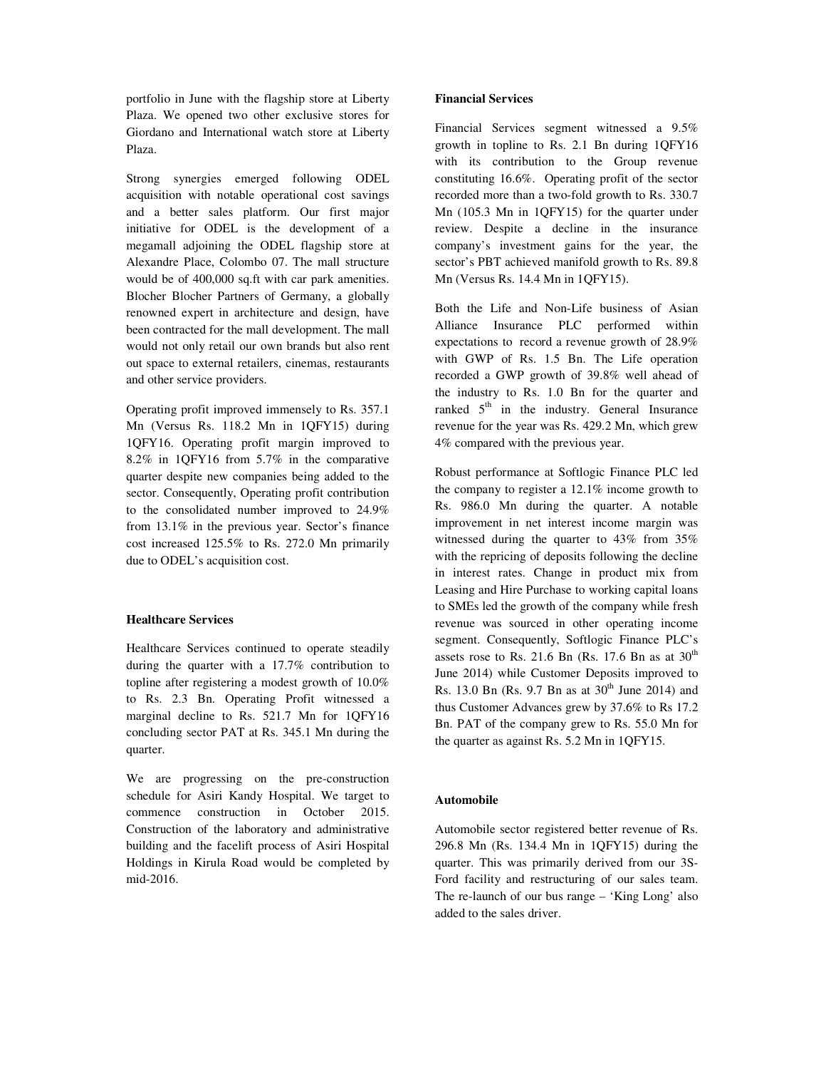portfolio in June with the flagship store at Liberty Plaza. We opened two other exclusive stores for Giordano and International watch store at Liberty Plaza.

Strong synergies emerged following ODEL acquisition with notable operational cost savings and a better sales platform. Our first major initiative for ODEL is the development of a megamall adjoining the ODEL flagship store at Alexandre Place, Colombo 07. The mall structure would be of 400,000 sq.ft with car park amenities. Blocher Blocher Partners of Germany, a globally renowned expert in architecture and design, have been contracted for the mall development. The mall would not only retail our own brands but also rent out space to external retailers, cinemas, restaurants and other service providers.

Operating profit improved immensely to Rs. 357.1 Mn (Versus Rs. 118.2 Mn in 1QFY15) during 1QFY16. Operating profit margin improved to 8.2% in 1QFY16 from 5.7% in the comparative quarter despite new companies being added to the sector. Consequently, Operating profit contribution to the consolidated number improved to 24.9% from 13.1% in the previous year. Sector's finance cost increased 125.5% to Rs. 272.0 Mn primarily due to ODEL's acquisition cost.

**Healthcare Services**

Healthcare Services continued to operate steadily during the quarter with a 17.7% contribution to topline after registering a modest growth of 10.0% to Rs. 2.3 Bn. Operating Profit witnessed a marginal decline to Rs. 521.7 Mn for 1QFY16 concluding sector PAT at Rs. 345.1 Mn during the quarter.

We are progressing on the pre-construction schedule for Asiri Kandy Hospital. We target to commence construction in October 2015. Construction of the laboratory and administrative building and the facelift process of Asiri Hospital Holdings in Kirula Road would be completed by mid-2016.

**Financial Services**

Financial Services segment witnessed a 9.5% growth in topline to Rs. 2.1 Bn during 1QFY16 with its contribution to the Group revenue constituting 16.6%. Operating profit of the sector recorded more than a two-fold growth to Rs. 330.7 Mn (105.3 Mn in 1QFY15) for the quarter under review. Despite a decline in the insurance company's investment gains for the year, the sector's PBT achieved manifold growth to Rs. 89.8 Mn (Versus Rs. 14.4 Mn in 1QFY15).

Both the Life and Non-Life business of Asian Alliance Insurance PLC performed within expectations to record a revenue growth of 28.9% with GWP of Rs. 1.5 Bn. The Life operation recorded a GWP growth of 39.8% well ahead of the industry to Rs. 1.0 Bn for the quarter and ranked 5th in the industry. General Insurance revenue for the year was Rs. 429.2 Mn, which grew 4% compared with the previous year.

Robust performance at Softlogic Finance PLC led the company to register a 12.1% income growth to Rs. 986.0 Mn during the quarter. A notable improvement in net interest income margin was witnessed during the quarter to 43% from 35% with the repricing of deposits following the decline in interest rates. Change in product mix from Leasing and Hire Purchase to working capital loans to SMEs led the growth of the company while fresh revenue was sourced in other operating income segment. Consequently, Softlogic Finance PLC's assets rose to Rs. 21.6 Bn (Rs. 17.6 Bn as at 30th June 2014) while Customer Deposits improved to Rs. 13.0 Bn (Rs. 9.7 Bn as at 30th June 2014) and thus Customer Advances grew by 37.6% to Rs 17.2 Bn. PAT of the company grew to Rs. 55.0 Mn for the quarter as against Rs. 5.2 Mn in 1QFY15.

**Automobile**

Automobile sector registered better revenue of Rs. 296.8 Mn (Rs. 134.4 Mn in 1QFY15) during the quarter. This was primarily derived from our 3S-Ford facility and restructuring of our sales team. The re-launch of our bus range – 'King Long' also added to the sales driver.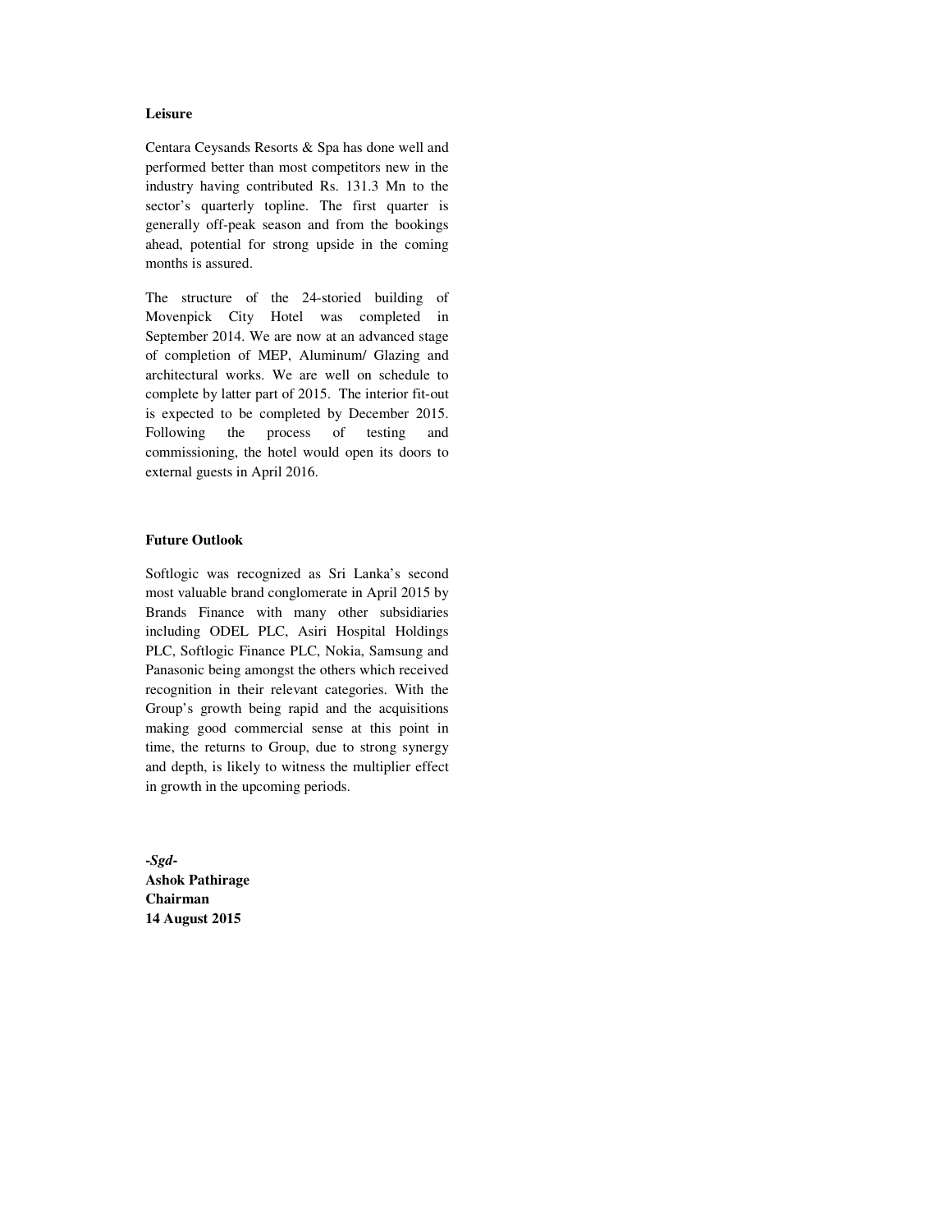**Leisure**

Centara Ceysands Resorts & Spa has done well and performed better than most competitors new in the industry having contributed Rs. 131.3 Mn to the sector's quarterly topline. The first quarter is generally off-peak season and from the bookings ahead, potential for strong upside in the coming months is assured.

The structure of the 24-storied building of Movenpick City Hotel was completed in September 2014. We are now at an advanced stage of completion of MEP, Aluminum/ Glazing and architectural works. We are well on schedule to complete by latter part of 2015. The interior fit-out is expected to be completed by December 2015. Following the process of testing and commissioning, the hotel would open its doors to external guests in April 2016.

**Future Outlook**

Softlogic was recognized as Sri Lanka's second most valuable brand conglomerate in April 2015 by Brands Finance with many other subsidiaries including ODEL PLC, Asiri Hospital Holdings PLC, Softlogic Finance PLC, Nokia, Samsung and Panasonic being amongst the others which received recognition in their relevant categories. With the Group's growth being rapid and the acquisitions making good commercial sense at this point in time, the returns to Group, due to strong synergy and depth, is likely to witness the multiplier effect in growth in the upcoming periods.

***-Sgd-***
**Ashok Pathirage**
**Chairman**
**14 August 2015**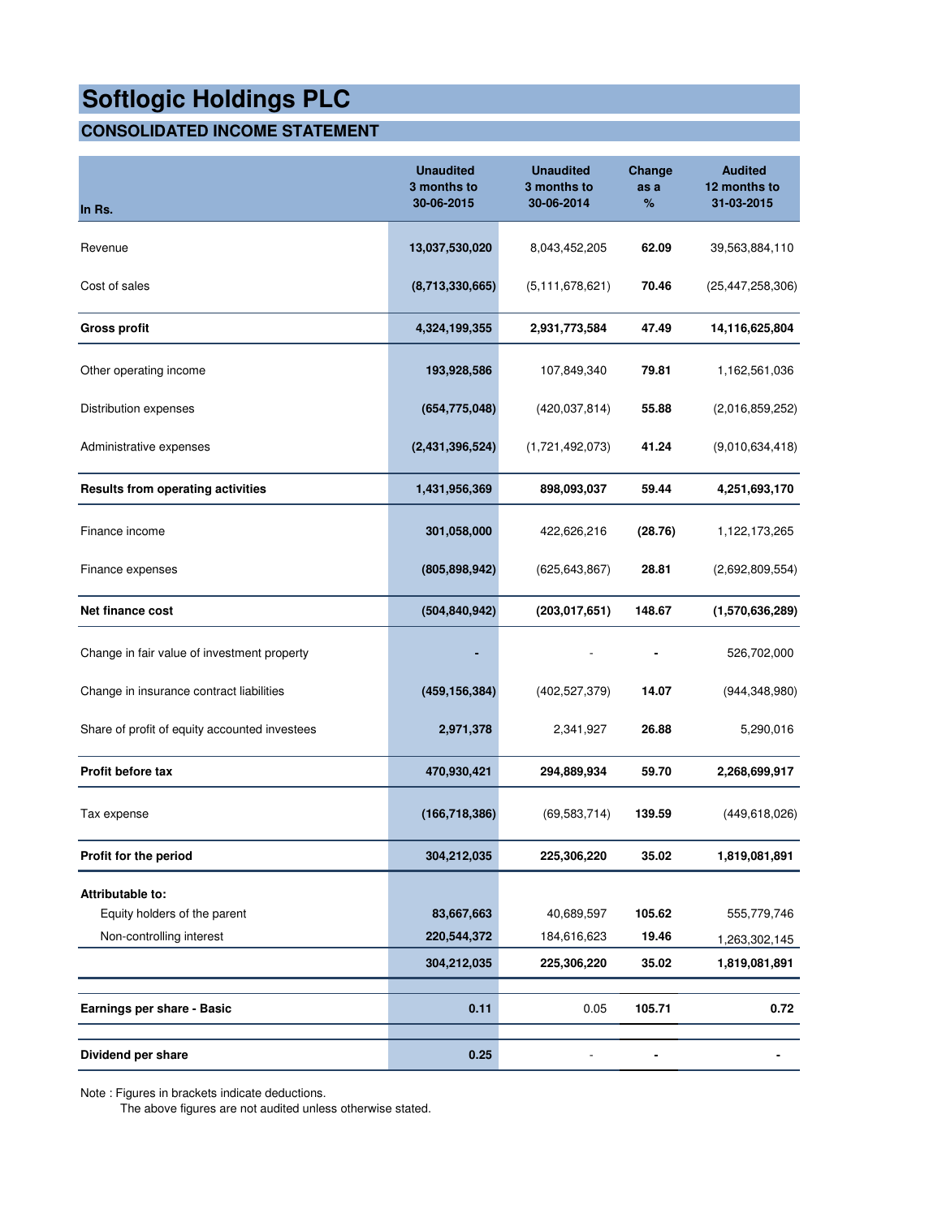# Softlogic Holdings PLC

## CONSOLIDATED INCOME STATEMENT

| In Rs. | Unaudited 3 months to 30-06-2015 | Unaudited 3 months to 30-06-2014 | Change as a % | Audited 12 months to 31-03-2015 |
|---|---|---|---|---|
| Revenue | **13,037,530,020** | 8,043,452,205 | **62.09** | 39,563,884,110 |
| Cost of sales | **(8,713,330,665)** | (5,111,678,621) | **70.46** | (25,447,258,306) |
| **Gross profit** | **4,324,199,355** | **2,931,773,584** | **47.49** | **14,116,625,804** |
| Other operating income | **193,928,586** | 107,849,340 | **79.81** | 1,162,561,036 |
| Distribution expenses | **(654,775,048)** | (420,037,814) | **55.88** | (2,016,859,252) |
| Administrative expenses | **(2,431,396,524)** | (1,721,492,073) | **41.24** | (9,010,634,418) |
| **Results from operating activities** | **1,431,956,369** | **898,093,037** | **59.44** | **4,251,693,170** |
| Finance income | **301,058,000** | 422,626,216 | **(28.76)** | 1,122,173,265 |
| Finance expenses | **(805,898,942)** | (625,643,867) | **28.81** | (2,692,809,554) |
| **Net finance cost** | **(504,840,942)** | **(203,017,651)** | **148.67** | **(1,570,636,289)** |
| Change in fair value of investment property | **-** | - | **-** | 526,702,000 |
| Change in insurance contract liabilities | **(459,156,384)** | (402,527,379) | **14.07** | (944,348,980) |
| Share of profit of equity accounted investees | **2,971,378** | 2,341,927 | **26.88** | 5,290,016 |
| **Profit before tax** | **470,930,421** | **294,889,934** | **59.70** | **2,268,699,917** |
| Tax expense | **(166,718,386)** | (69,583,714) | **139.59** | (449,618,026) |
| **Profit for the period** | **304,212,035** | **225,306,220** | **35.02** | **1,819,081,891** |
| **Attributable to:** | | | | |
| Equity holders of the parent | **83,667,663** | 40,689,597 | **105.62** | 555,779,746 |
| Non-controlling interest | **220,544,372** | 184,616,623 | **19.46** | 1,263,302,145 |
| | **304,212,035** | **225,306,220** | **35.02** | **1,819,081,891** |
| **Earnings per share - Basic** | **0.11** | 0.05 | **105.71** | **0.72** |
| **Dividend per share** | **0.25** | - | **-** | **-** |

Note : Figures in brackets indicate deductions.
The above figures are not audited unless otherwise stated.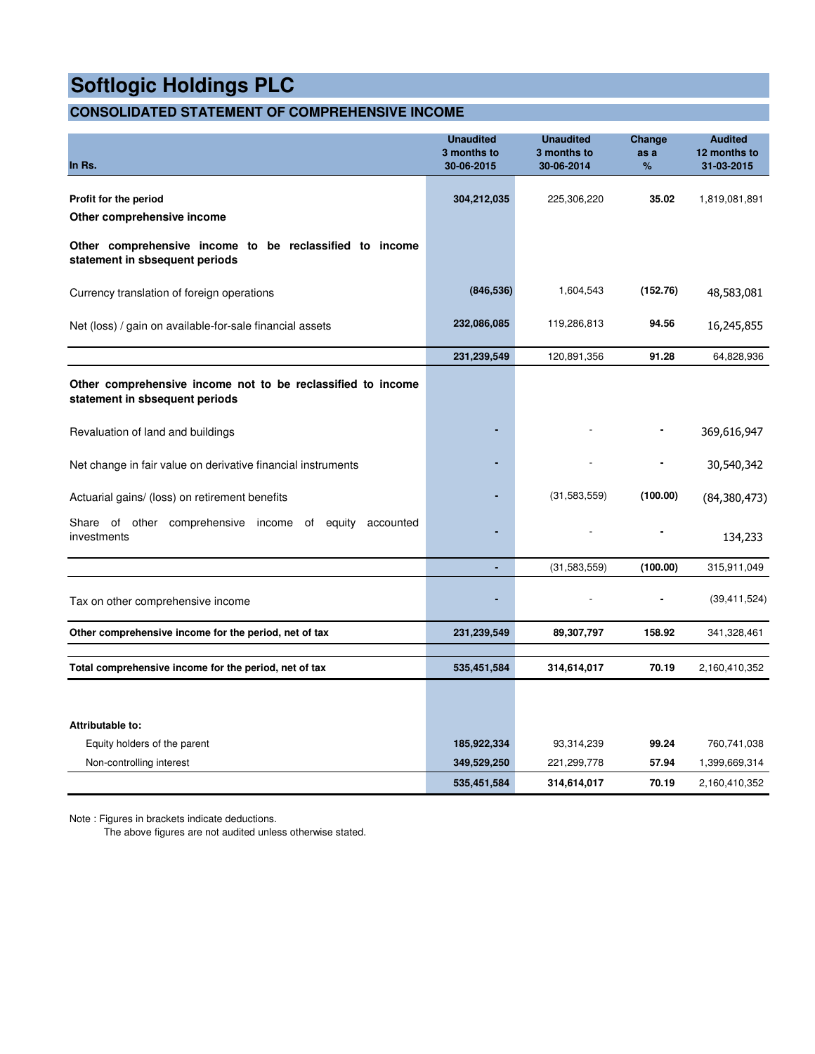# Softlogic Holdings PLC

## CONSOLIDATED STATEMENT OF COMPREHENSIVE INCOME

| In Rs. | Unaudited 3 months to 30-06-2015 | Unaudited 3 months to 30-06-2014 | Change as a % | Audited 12 months to 31-03-2015 |
|---|---|---|---|---|
| **Profit for the period** | **304,212,035** | 225,306,220 | **35.02** | 1,819,081,891 |
| **Other comprehensive income** | | | | |
| **Other comprehensive income to be reclassified to income statement in sbsequent periods** | | | | |
| Currency translation of foreign operations | **(846,536)** | 1,604,543 | **(152.76)** | 48,583,081 |
| Net (loss) / gain on available-for-sale financial assets | **232,086,085** | 119,286,813 | **94.56** | 16,245,855 |
| | **231,239,549** | 120,891,356 | **91.28** | 64,828,936 |
| **Other comprehensive income not to be reclassified to income statement in sbsequent periods** | | | | |
| Revaluation of land and buildings | **-** | - | **-** | 369,616,947 |
| Net change in fair value on derivative financial instruments | **-** | - | **-** | 30,540,342 |
| Actuarial gains/ (loss) on retirement benefits | **-** | (31,583,559) | **(100.00)** | (84,380,473) |
| Share of other comprehensive income of equity accounted investments | **-** | - | **-** | 134,233 |
| | **-** | (31,583,559) | **(100.00)** | 315,911,049 |
| Tax on other comprehensive income | **-** | - | **-** | (39,411,524) |
| **Other comprehensive income for the period, net of tax** | **231,239,549** | **89,307,797** | **158.92** | 341,328,461 |
| **Total comprehensive income for the period, net of tax** | **535,451,584** | **314,614,017** | **70.19** | 2,160,410,352 |
| **Attributable to:** | | | | |
| Equity holders of the parent | **185,922,334** | 93,314,239 | **99.24** | 760,741,038 |
| Non-controlling interest | **349,529,250** | 221,299,778 | **57.94** | 1,399,669,314 |
| | **535,451,584** | **314,614,017** | **70.19** | 2,160,410,352 |

Note : Figures in brackets indicate deductions.
The above figures are not audited unless otherwise stated.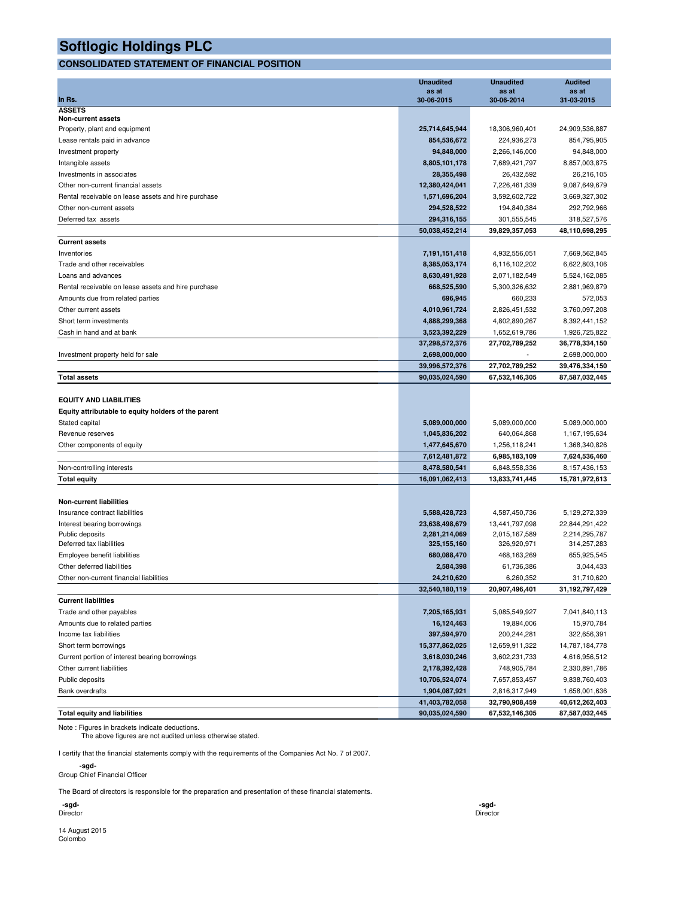# Softlogic Holdings PLC

## CONSOLIDATED STATEMENT OF FINANCIAL POSITION

| In Rs. | Unaudited as at 30-06-2015 | Unaudited as at 30-06-2014 | Audited as at 31-03-2015 |
|---|---|---|---|
| **ASSETS** | | | |
| **Non-current assets** | | | |
| Property, plant and equipment | **25,714,645,944** | 18,306,960,401 | 24,909,536,887 |
| Lease rentals paid in advance | **854,536,672** | 224,936,273 | 854,795,905 |
| Investment property | **94,848,000** | 2,266,146,000 | 94,848,000 |
| Intangible assets | **8,805,101,178** | 7,689,421,797 | 8,857,003,875 |
| Investments in associates | **28,355,498** | 26,432,592 | 26,216,105 |
| Other non-current financial assets | **12,380,424,041** | 7,226,461,339 | 9,087,649,679 |
| Rental receivable on lease assets and hire purchase | **1,571,696,204** | 3,592,602,722 | 3,669,327,302 |
| Other non-current assets | **294,528,522** | 194,840,384 | 292,792,966 |
| Deferred tax assets | **294,316,155** | 301,555,545 | 318,527,576 |
| | **50,038,452,214** | **39,829,357,053** | **48,110,698,295** |
| **Current assets** | | | |
| Inventories | **7,191,151,418** | 4,932,556,051 | 7,669,562,845 |
| Trade and other receivables | **8,385,053,174** | 6,116,102,202 | 6,622,803,106 |
| Loans and advances | **8,630,491,928** | 2,071,182,549 | 5,524,162,085 |
| Rental receivable on lease assets and hire purchase | **668,525,590** | 5,300,326,632 | 2,881,969,879 |
| Amounts due from related parties | **696,945** | 660,233 | 572,053 |
| Other current assets | **4,010,961,724** | 2,826,451,532 | 3,760,097,208 |
| Short term investments | **4,888,299,368** | 4,802,890,267 | 8,392,441,152 |
| Cash in hand and at bank | **3,523,392,229** | 1,652,619,786 | 1,926,725,822 |
| | **37,298,572,376** | **27,702,789,252** | **36,778,334,150** |
| Investment property held for sale | **2,698,000,000** | - | 2,698,000,000 |
| | **39,996,572,376** | **27,702,789,252** | **39,476,334,150** |
| **Total assets** | **90,035,024,590** | **67,532,146,305** | **87,587,032,445** |
| **EQUITY AND LIABILITIES** | | | |
| **Equity attributable to equity holders of the parent** | | | |
| Stated capital | **5,089,000,000** | 5,089,000,000 | 5,089,000,000 |
| Revenue reserves | **1,045,836,202** | 640,064,868 | 1,167,195,634 |
| Other components of equity | **1,477,645,670** | 1,256,118,241 | 1,368,340,826 |
| | **7,612,481,872** | **6,985,183,109** | **7,624,536,460** |
| Non-controlling interests | **8,478,580,541** | 6,848,558,336 | 8,157,436,153 |
| **Total equity** | **16,091,062,413** | **13,833,741,445** | **15,781,972,613** |
| **Non-current liabilities** | | | |
| Insurance contract liabilities | **5,588,428,723** | 4,587,450,736 | 5,129,272,339 |
| Interest bearing borrowings | **23,638,498,679** | 13,441,797,098 | 22,844,291,422 |
| Public deposits | **2,281,214,069** | 2,015,167,589 | 2,214,295,787 |
| Deferred tax liabilities | **325,155,160** | 326,920,971 | 314,257,283 |
| Employee benefit liabilities | **680,088,470** | 468,163,269 | 655,925,545 |
| Other deferred liabilities | **2,584,398** | 61,736,386 | 3,044,433 |
| Other non-current financial liabilities | **24,210,620** | 6,260,352 | 31,710,620 |
| | **32,540,180,119** | **20,907,496,401** | **31,192,797,429** |
| **Current liabilities** | | | |
| Trade and other payables | **7,205,165,931** | 5,085,549,927 | 7,041,840,113 |
| Amounts due to related parties | **16,124,463** | 19,894,006 | 15,970,784 |
| Income tax liabilities | **397,594,970** | 200,244,281 | 322,656,391 |
| Short term borrowings | **15,377,862,025** | 12,659,911,322 | 14,787,184,778 |
| Current portion of interest bearing borrowings | **3,618,030,246** | 3,602,231,733 | 4,616,956,512 |
| Other current liabilities | **2,178,392,428** | 748,905,784 | 2,330,891,786 |
| Public deposits | **10,706,524,074** | 7,657,853,457 | 9,838,760,403 |
| Bank overdrafts | **1,904,087,921** | 2,816,317,949 | 1,658,001,636 |
| | **41,403,782,058** | **32,790,908,459** | **40,612,262,403** |
| **Total equity and liabilities** | **90,035,024,590** | **67,532,146,305** | **87,587,032,445** |

Note : Figures in brackets indicate deductions.
The above figures are not audited unless otherwise stated.

I certify that the financial statements comply with the requirements of the Companies Act No. 7 of 2007.

-sgd-
Group Chief Financial Officer

The Board of directors is responsible for the preparation and presentation of these financial statements.

-sgd-
Director

-sgd-
Director

14 August 2015
Colombo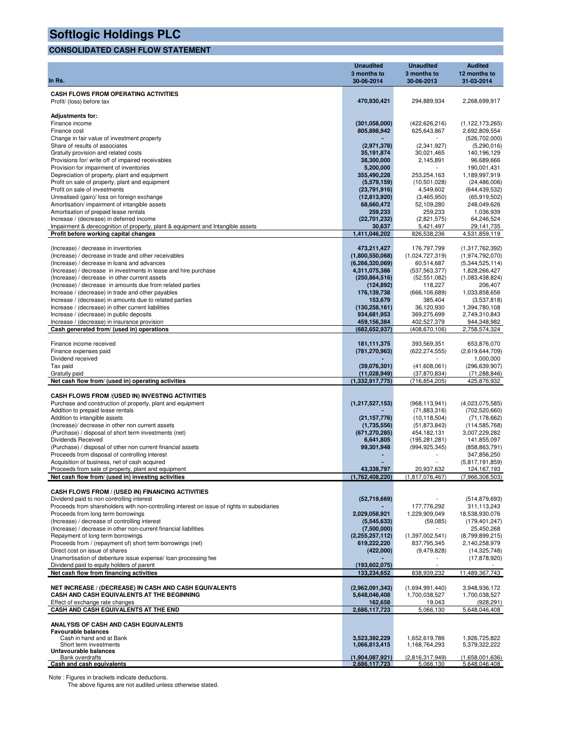# Softlogic Holdings PLC

## CONSOLIDATED CASH FLOW STATEMENT

| In Rs. | Unaudited 3 months to 30-06-2014 | Unaudited 3 months to 30-06-2013 | Audited 12 months to 31-03-2014 |
|---|---|---|---|
| **CASH FLOWS FROM OPERATING ACTIVITIES** | | | |
| Profit/ (loss) before tax | **470,930,421** | 294,889,934 | 2,268,699,917 |
| **Adjustments for:** | | | |
| Finance income | **(301,058,000)** | (422,626,216) | (1,122,173,265) |
| Finance cost | **805,898,942** | 625,643,867 | 2,692,809,554 |
| Change in fair value of investment property | **-** | - | (526,702,000) |
| Share of results of associates | **(2,971,378)** | (2,341,927) | (5,290,016) |
| Gratuity provision and related costs | **35,191,874** | 30,021,465 | 140,196,129 |
| Provisions for/ write off of impaired receivables | **38,300,000** | 2,145,891 | 96,689,666 |
| Provision for impairment of inventories | **5,200,000** | - | 190,001,431 |
| Depreciation of property, plant and equipment | **355,490,228** | 253,254,163 | 1,189,997,919 |
| Profit on sale of property, plant and equipment | **(5,579,159)** | (10,501,028) | (24,486,006) |
| Profit on sale of investments | **(23,791,916)** | 4,549,602 | (644,439,532) |
| Unrealised (gain)/ loss on foreign exchange | **(12,813,920)** | (3,465,950) | (65,919,502) |
| Amortisation/ impairment of intangible assets | **68,660,472** | 52,109,280 | 248,049,626 |
| Amortisation of prepaid lease rentals | **259,233** | 259,233 | 1,036,939 |
| Increase / (decrease) in deferred income | **(22,701,232)** | (2,821,575) | 64,246,524 |
| Impairment & derecognition of property, plant & equipment and Intangible assets | **30,637** | 5,421,497 | 29,141,735 |
| **Profit before working capital changes** | **1,411,046,202** | 826,538,236 | 4,531,859,119 |
| (Increase) / decrease in inventories | **473,211,427** | 176,797,799 | (1,317,762,392) |
| (Increase) / decrease in trade and other receivables | **(1,800,550,068)** | (1,024,727,319) | (1,974,792,070) |
| (Increase) / decrease in loans and advances | **(6,266,320,069)** | 60,514,687 | (5,344,525,114) |
| (Increase) / decrease in investments in lease and hire purchase | **4,311,075,386** | (537,563,377) | 1,828,266,427 |
| (Increase) / decrease in other current assets | **(250,864,516)** | (52,551,082) | (1,083,438,824) |
| (Increase) / decrease in amounts due from related parties | **(124,892)** | 118,227 | 206,407 |
| Increase / (decrease) in trade and other payables | **176,139,738** | (666,106,689) | 1,033,858,656 |
| Increase / (decrease) in amounts due to related parties | **153,679** | 385,404 | (3,537,818) |
| Increase / (decrease) in other current liabilities | **(130,258,161)** | 36,120,930 | 1,394,780,108 |
| Increase / (decrease) in public deposits | **934,681,953** | 369,275,699 | 2,749,310,843 |
| Increase / (decrease) in insurance provision | **459,156,384** | 402,527,379 | 944,348,982 |
| **Cash generated from/ (used in) operations** | **(682,652,937)** | (408,670,106) | 2,758,574,324 |
| Finance income received | **181,111,375** | 393,569,351 | 653,876,070 |
| Finance expenses paid | **(781,270,963)** | (622,274,555) | (2,619,644,709) |
| Dividend received | **-** | - | 1,000,000 |
| Tax paid | **(39,076,301)** | (41,608,061) | (296,639,907) |
| Gratuity paid | **(11,028,949)** | (37,870,834) | (71,288,846) |
| **Net cash flow from/ (used in) operating activities** | **(1,332,917,775)** | (716,854,205) | 425,876,932 |
| **CASH FLOWS FROM /(USED IN) INVESTING ACTIVITIES** | | | |
| Purchase and construction of property, plant and equipment | **(1,217,527,153)** | (968,113,941) | (4,023,075,585) |
| Addition to prepaid lease rentals | **-** | (71,883,316) | (702,520,660) |
| Addition to intangible assets | **(21,157,776)** | (10,118,504) | (71,178,662) |
| (Increase)/ decrease in other non current assets | **(1,735,556)** | (51,873,843) | (114,585,768) |
| (Purchase) / disposal of short term investments (net) | **(671,270,285)** | 454,182,131 | 3,007,229,282 |
| Dividends Received | **6,641,805** | (195,281,281) | 141,855,097 |
| (Purchase) / disposal of other non current financial assets | **99,301,948** | (994,925,345) | (858,863,791) |
| Proceeds from disposal of controlling interest | **-** | - | 347,856,250 |
| Acquisition of business, net of cash acquired | **-** | - | (5,817,191,859) |
| Proceeds from sale of property, plant and equipment | **43,338,797** | 20,937,632 | 124,167,193 |
| **Net cash flow from/ (used in) investing activities** | **(1,762,408,220)** | (1,817,076,467) | (7,966,308,503) |
| **CASH FLOWS FROM / (USED IN) FINANCING ACTIVITIES** | | | |
| Dividend paid to non controlling interest | **(52,719,669)** | - | (514,879,693) |
| Proceeds from shareholders with non-controlling interest on issue of rights in subsidiaries | **-** | 177,776,292 | 311,113,243 |
| Proceeds from long term borrowings | **2,029,058,921** | 1,229,909,049 | 18,538,930,076 |
| (Increase) / decrease of controlling interest | **(5,545,633)** | (59,085) | (179,401,247) |
| (Increase) / decrease in other non-current financial liabilities | **(7,500,000)** | - | 25,450,268 |
| Repayment of long term borrowings | **(2,255,257,112)** | (1,397,002,541) | (8,799,899,215) |
| Proceeds from / (repayment of) short term borrowings (net) | **619,222,220** | 837,795,345 | 2,140,258,979 |
| Direct cost on issue of shares | **(422,000)** | (9,479,828) | (14,325,748) |
| Unamortisation of debenture issue expense/ loan processing fee | **-** | - | (17,878,920) |
| Dividend paid to equity holders of parent | **(193,602,075)** | - | - |
| **Net cash flow from financing activities** | **133,234,652** | 838,939,232 | 11,489,367,743 |
| **NET INCREASE / (DECREASE) IN CASH AND CASH EQUIVALENTS** | **(2,962,091,343)** | (1,694,991,440) | 3,948,936,172 |
| **CASH AND CASH EQUIVALENTS AT THE BEGINNING** | **5,648,046,408** | 1,700,038,527 | 1,700,038,527 |
| Effect of exchange rate changes | **162,658** | 19,043 | (928,291) |
| **CASH AND CASH EQUIVALENTS AT THE END** | **2,686,117,723** | 5,066,130 | 5,648,046,408 |
| **ANALYSIS OF CASH AND CASH EQUIVALENTS** | | | |
| **Favourable balances** | | | |
| Cash in hand and at Bank | **3,523,392,229** | 1,652,619,786 | 1,926,725,822 |
| Short term investments | **1,066,813,415** | 1,168,764,293 | 5,379,322,222 |
| **Unfavourable balances** | | | |
| Bank overdrafts | **(1,904,087,921)** | (2,816,317,949) | (1,658,001,636) |
| **Cash and cash equivalents** | **2,686,117,723** | 5,066,130 | 5,648,046,408 |

Note : Figures in brackets indicate deductions.
The above figures are not audited unless otherwise stated.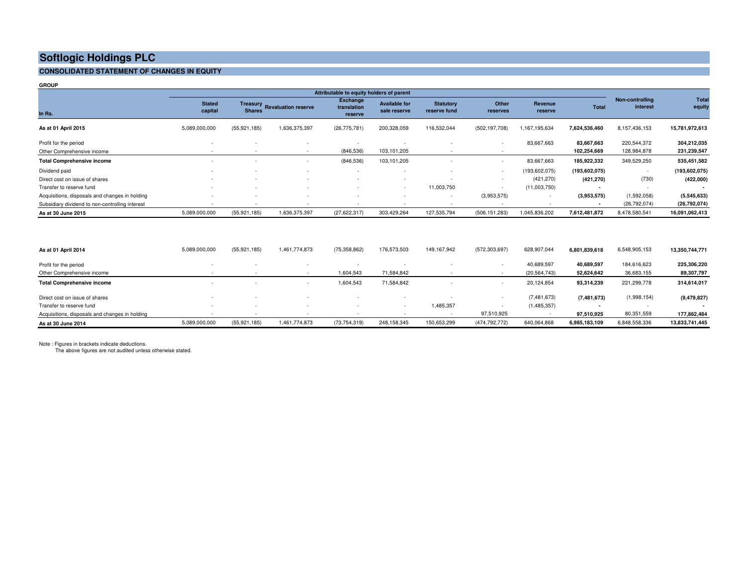# Softlogic Holdings PLC

## CONSOLIDATED STATEMENT OF CHANGES IN EQUITY

**GROUP**

| In Rs. | Stated capital | Treasury Shares | Revaluation reserve | Exchange translation reserve | Available for sale reserve | Statutory reserve fund | Other reserves | Revenue reserve | Total | Non-controlling interest | Total equity |
|---|---|---|---|---|---|---|---|---|---|---|---|
| | Attributable to equity holders of parent | | | | | | | | | | |
| **As at 01 April 2015** | 5,089,000,000 | (55,921,185) | 1,636,375,397 | (26,775,781) | 200,328,059 | 116,532,044 | (502,197,708) | 1,167,195,634 | **7,624,536,460** | 8,157,436,153 | **15,781,972,613** |
| Profit for the period | - | - | - | - | - | - | - | 83,667,663 | **83,667,663** | 220,544,372 | **304,212,035** |
| Other Comprehensive income | - | - | - | (846,536) | 103,101,205 | - | - | | **102,254,669** | 128,984,878 | **231,239,547** |
| **Total Comprehensive income** | - | - | - | (846,536) | 103,101,205 | - | - | 83,667,663 | **185,922,332** | 349,529,250 | **535,451,582** |
| Dividend paid | - | - | - | - | - | - | - | (193,602,075) | **(193,602,075)** | - | **(193,602,075)** |
| Direct cost on issue of shares | - | - | - | - | - | - | - | (421,270) | **(421,270)** | (730) | **(422,000)** |
| Transfer to reserve fund | - | - | - | - | - | 11,003,750 | - | (11,003,750) | **-** | - | **-** |
| Acquisitions, disposals and changes in holding | - | - | - | - | - | - | (3,953,575) | - | **(3,953,575)** | (1,592,058) | **(5,545,633)** |
| Subsidiary dividend to non-controlling interest | - | - | - | - | - | - | - | - | **-** | (26,792,074) | **(26,792,074)** |
| **As at 30 June 2015** | 5,089,000,000 | (55,921,185) | 1,636,375,397 | (27,622,317) | 303,429,264 | 127,535,794 | (506,151,283) | 1,045,836,202 | **7,612,481,872** | 8,478,580,541 | **16,091,062,413** |
| | | | | | | | | | | | |
| **As at 01 April 2014** | 5,089,000,000 | (55,921,185) | 1,461,774,873 | (75,358,862) | 176,573,503 | 149,167,942 | (572,303,697) | 628,907,044 | **6,801,839,618** | 6,548,905,153 | **13,350,744,771** |
| Profit for the period | - | - | - | - | - | - | - | 40,689,597 | **40,689,597** | 184,616,623 | **225,306,220** |
| Other Comprehensive income | - | - | - | 1,604,543 | 71,584,842 | - | - | (20,564,743) | **52,624,642** | 36,683,155 | **89,307,797** |
| **Total Comprehensive income** | - | - | - | 1,604,543 | 71,584,842 | - | - | 20,124,854 | **93,314,239** | 221,299,778 | **314,614,017** |
| Direct cost on issue of shares | - | - | - | - | - | - | - | (7,481,673) | **(7,481,673)** | (1,998,154) | **(9,479,827)** |
| Transfer to reserve fund | - | - | - | - | - | 1,485,357 | - | (1,485,357) | **-** | - | **-** |
| Acquisitions, disposals and changes in holding | - | - | - | - | - | - | 97,510,925 | - | **97,510,925** | 80,351,559 | **177,862,484** |
| **As at 30 June 2014** | 5,089,000,000 | (55,921,185) | 1,461,774,873 | (73,754,319) | 248,158,345 | 150,653,299 | (474,792,772) | 640,064,868 | **6,985,183,109** | 6,848,558,336 | **13,833,741,445** |

Note : Figures in brackets indicate deductions.
The above figures are not audited unless otherwise stated.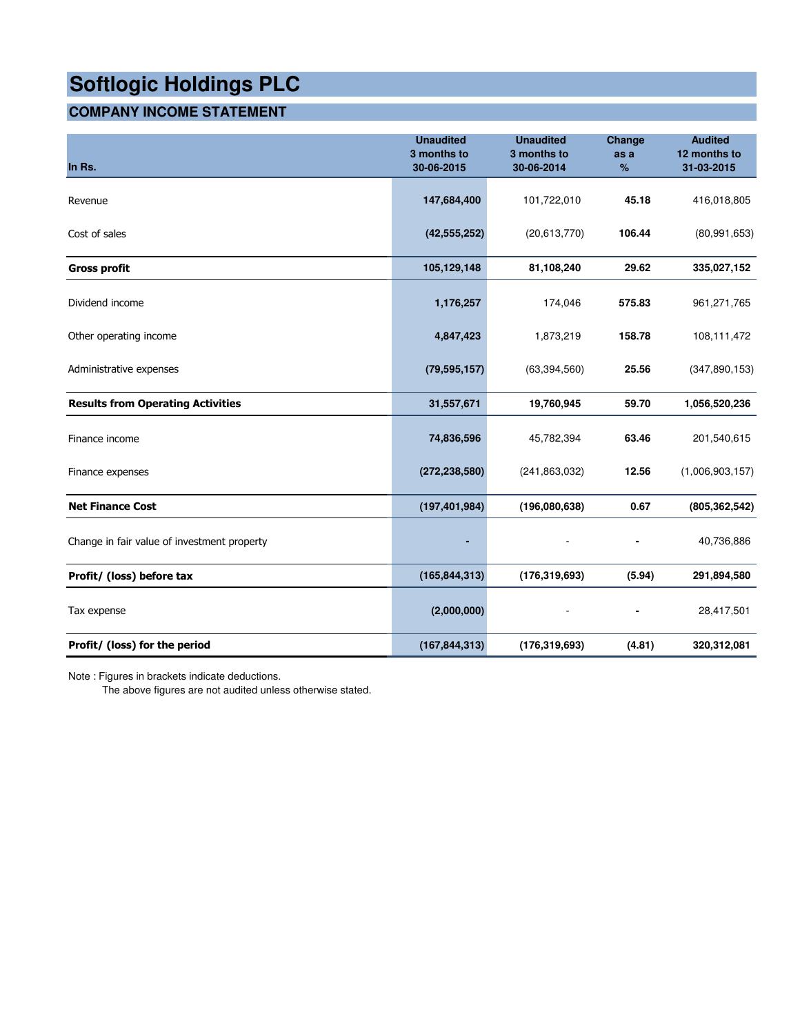# Softlogic Holdings PLC

## COMPANY INCOME STATEMENT

| In Rs. | Unaudited 3 months to 30-06-2015 | Unaudited 3 months to 30-06-2014 | Change as a % | Audited 12 months to 31-03-2015 |
|---|---|---|---|---|
| Revenue | 147,684,400 | 101,722,010 | 45.18 | 416,018,805 |
| Cost of sales | (42,555,252) | (20,613,770) | 106.44 | (80,991,653) |
| **Gross profit** | **105,129,148** | **81,108,240** | **29.62** | **335,027,152** |
| Dividend income | 1,176,257 | 174,046 | 575.83 | 961,271,765 |
| Other operating income | 4,847,423 | 1,873,219 | 158.78 | 108,111,472 |
| Administrative expenses | (79,595,157) | (63,394,560) | 25.56 | (347,890,153) |
| **Results from Operating Activities** | **31,557,671** | **19,760,945** | **59.70** | **1,056,520,236** |
| Finance income | 74,836,596 | 45,782,394 | 63.46 | 201,540,615 |
| Finance expenses | (272,238,580) | (241,863,032) | 12.56 | (1,006,903,157) |
| **Net Finance Cost** | **(197,401,984)** | **(196,080,638)** | **0.67** | **(805,362,542)** |
| Change in fair value of investment property | - | - | - | 40,736,886 |
| **Profit/ (loss) before tax** | **(165,844,313)** | **(176,319,693)** | **(5.94)** | **291,894,580** |
| Tax expense | (2,000,000) | - | - | 28,417,501 |
| **Profit/ (loss) for the period** | **(167,844,313)** | **(176,319,693)** | **(4.81)** | **320,312,081** |

Note : Figures in brackets indicate deductions.
The above figures are not audited unless otherwise stated.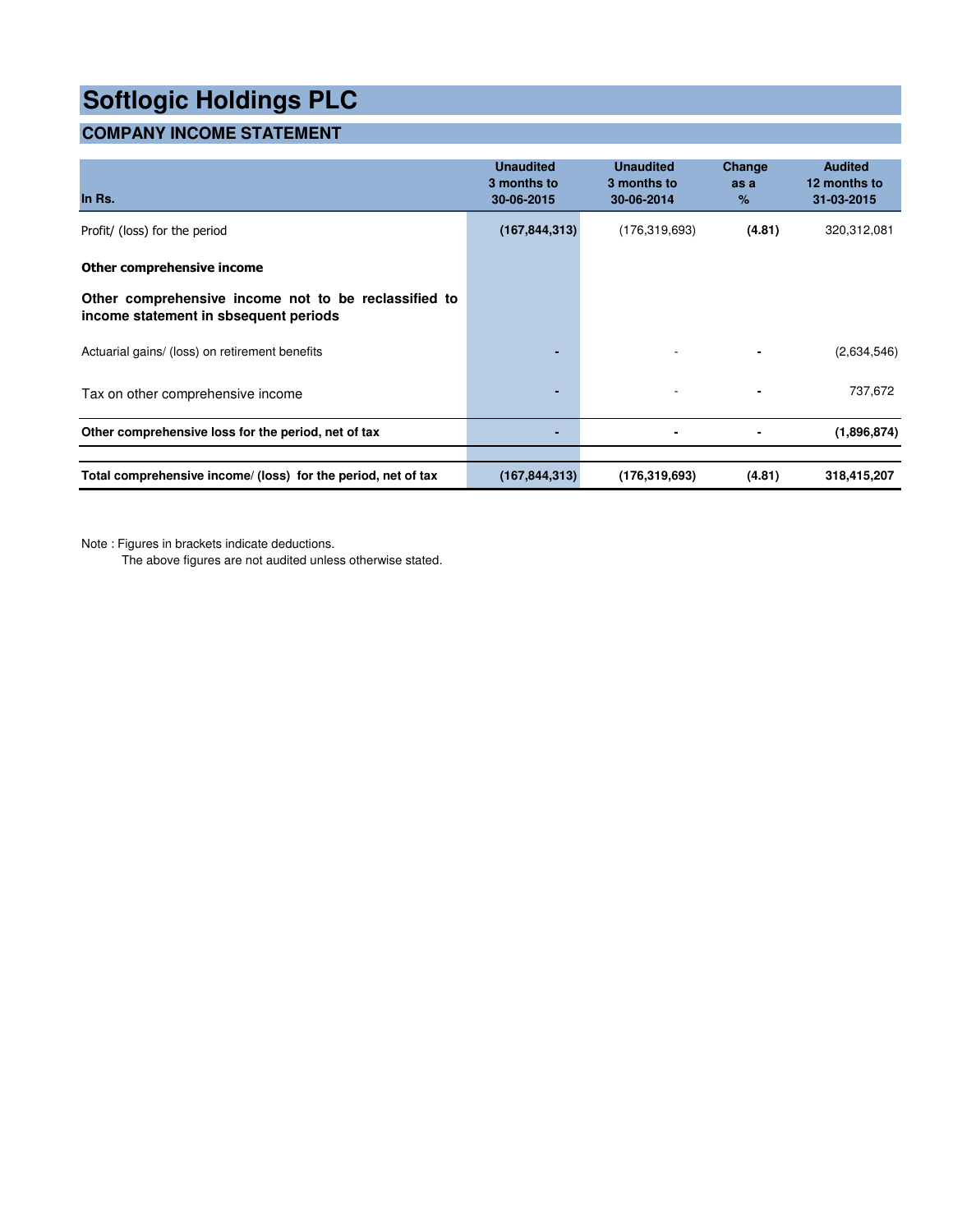# Softlogic Holdings PLC

## COMPANY INCOME STATEMENT

| In Rs. | Unaudited 3 months to 30-06-2015 | Unaudited 3 months to 30-06-2014 | Change as a % | Audited 12 months to 31-03-2015 |
|---|---|---|---|---|
| Profit/ (loss) for the period | **(167,844,313)** | (176,319,693) | **(4.81)** | 320,312,081 |
| **Other comprehensive income** | | | | |
| **Other comprehensive income not to be reclassified to income statement in sbsequent periods** | | | | |
| Actuarial gains/ (loss) on retirement benefits | **-** | - | **-** | (2,634,546) |
| Tax on other comprehensive income | **-** | - | **-** | 737,672 |
| **Other comprehensive loss for the period, net of tax** | **-** | **-** | **-** | **(1,896,874)** |
| **Total comprehensive income/ (loss) for the period, net of tax** | **(167,844,313)** | **(176,319,693)** | **(4.81)** | **318,415,207** |

Note : Figures in brackets indicate deductions.

The above figures are not audited unless otherwise stated.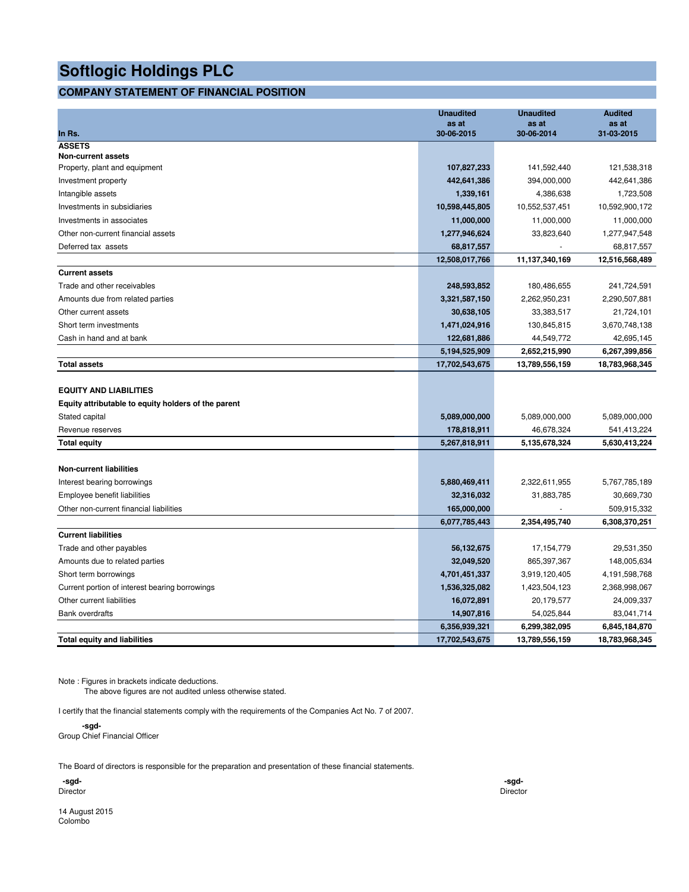# Softlogic Holdings PLC

## COMPANY STATEMENT OF FINANCIAL POSITION

| In Rs. | Unaudited as at 30-06-2015 | Unaudited as at 30-06-2014 | Audited as at 31-03-2015 |
|---|---|---|---|
| **ASSETS** | | | |
| **Non-current assets** | | | |
| Property, plant and equipment | **107,827,233** | 141,592,440 | 121,538,318 |
| Investment property | **442,641,386** | 394,000,000 | 442,641,386 |
| Intangible assets | **1,339,161** | 4,386,638 | 1,723,508 |
| Investments in subsidiaries | **10,598,445,805** | 10,552,537,451 | 10,592,900,172 |
| Investments in associates | **11,000,000** | 11,000,000 | 11,000,000 |
| Other non-current financial assets | **1,277,946,624** | 33,823,640 | 1,277,947,548 |
| Deferred tax assets | **68,817,557** | - | 68,817,557 |
| | **12,508,017,766** | **11,137,340,169** | **12,516,568,489** |
| **Current assets** | | | |
| Trade and other receivables | **248,593,852** | 180,486,655 | 241,724,591 |
| Amounts due from related parties | **3,321,587,150** | 2,262,950,231 | 2,290,507,881 |
| Other current assets | **30,638,105** | 33,383,517 | 21,724,101 |
| Short term investments | **1,471,024,916** | 130,845,815 | 3,670,748,138 |
| Cash in hand and at bank | **122,681,886** | 44,549,772 | 42,695,145 |
| | **5,194,525,909** | **2,652,215,990** | **6,267,399,856** |
| **Total assets** | **17,702,543,675** | **13,789,556,159** | **18,783,968,345** |
| | | | |
| **EQUITY AND LIABILITIES** | | | |
| **Equity attributable to equity holders of the parent** | | | |
| Stated capital | **5,089,000,000** | 5,089,000,000 | 5,089,000,000 |
| Revenue reserves | **178,818,911** | 46,678,324 | 541,413,224 |
| **Total equity** | **5,267,818,911** | **5,135,678,324** | **5,630,413,224** |
| | | | |
| **Non-current liabilities** | | | |
| Interest bearing borrowings | **5,880,469,411** | 2,322,611,955 | 5,767,785,189 |
| Employee benefit liabilities | **32,316,032** | 31,883,785 | 30,669,730 |
| Other non-current financial liabilities | **165,000,000** | - | 509,915,332 |
| | **6,077,785,443** | **2,354,495,740** | **6,308,370,251** |
| **Current liabilities** | | | |
| Trade and other payables | **56,132,675** | 17,154,779 | 29,531,350 |
| Amounts due to related parties | **32,049,520** | 865,397,367 | 148,005,634 |
| Short term borrowings | **4,701,451,337** | 3,919,120,405 | 4,191,598,768 |
| Current portion of interest bearing borrowings | **1,536,325,082** | 1,423,504,123 | 2,368,998,067 |
| Other current liabilities | **16,072,891** | 20,179,577 | 24,009,337 |
| Bank overdrafts | **14,907,816** | 54,025,844 | 83,041,714 |
| | **6,356,939,321** | **6,299,382,095** | **6,845,184,870** |
| **Total equity and liabilities** | **17,702,543,675** | **13,789,556,159** | **18,783,968,345** |

Note : Figures in brackets indicate deductions.
The above figures are not audited unless otherwise stated.

I certify that the financial statements comply with the requirements of the Companies Act No. 7 of 2007.

**-sgd-**
Group Chief Financial Officer

The Board of directors is responsible for the preparation and presentation of these financial statements.

**-sgd-**
Director

**-sgd-**
Director

14 August 2015
Colombo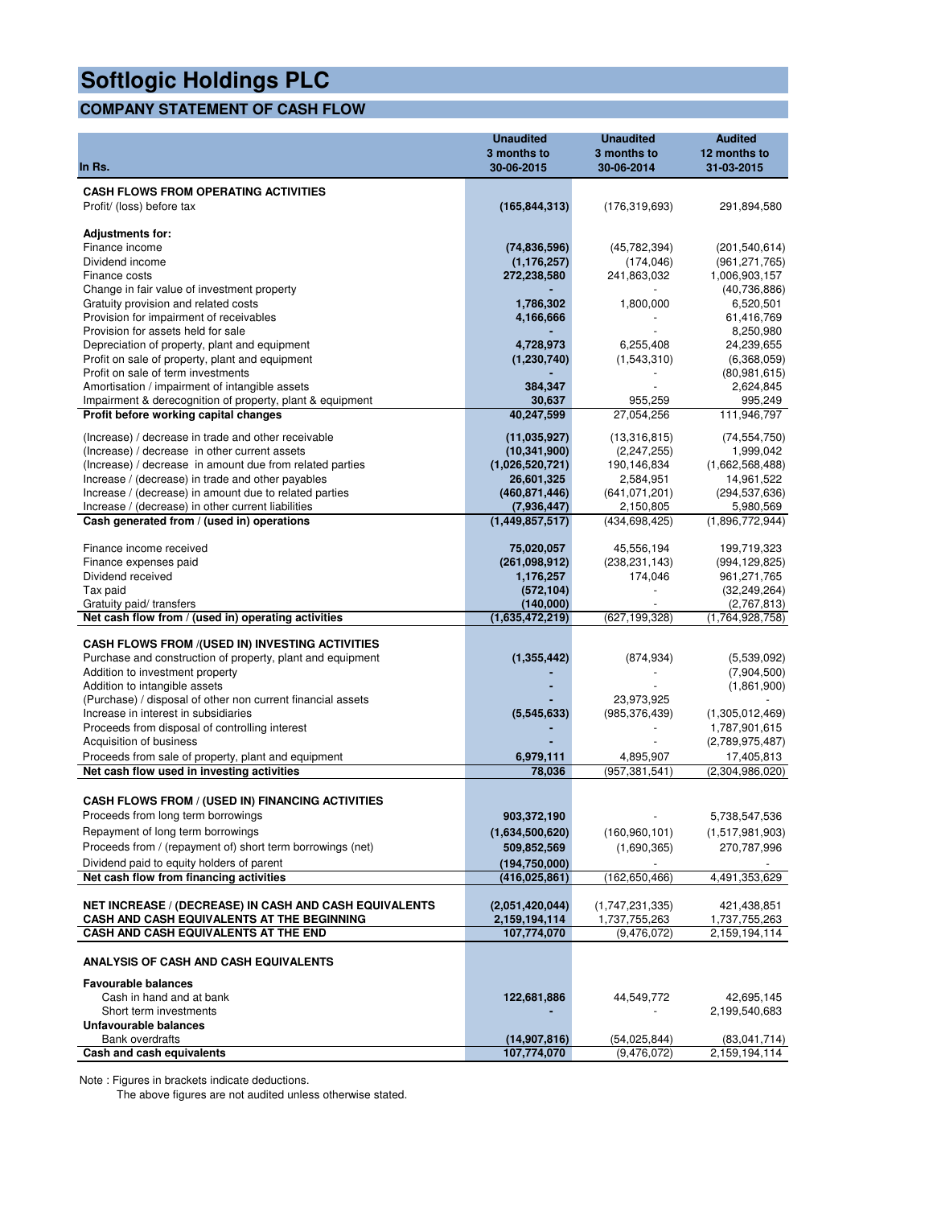# Softlogic Holdings PLC

## COMPANY STATEMENT OF CASH FLOW

| In Rs. | Unaudited 3 months to 30-06-2015 | Unaudited 3 months to 30-06-2014 | Audited 12 months to 31-03-2015 |
|---|---|---|---|
| **CASH FLOWS FROM OPERATING ACTIVITIES** | | | |
| Profit/ (loss) before tax | **(165,844,313)** | (176,319,693) | 291,894,580 |
| **Adjustments for:** | | | |
| Finance income | **(74,836,596)** | (45,782,394) | (201,540,614) |
| Dividend income | **(1,176,257)** | (174,046) | (961,271,765) |
| Finance costs | **272,238,580** | 241,863,032 | 1,006,903,157 |
| Change in fair value of investment property | **-** | - | (40,736,886) |
| Gratuity provision and related costs | **1,786,302** | 1,800,000 | 6,520,501 |
| Provision for impairment of receivables | **4,166,666** | - | 61,416,769 |
| Provision for assets held for sale | **-** | - | 8,250,980 |
| Depreciation of property, plant and equipment | **4,728,973** | 6,255,408 | 24,239,655 |
| Profit on sale of property, plant and equipment | **(1,230,740)** | (1,543,310) | (6,368,059) |
| Profit on sale of term investments | **-** | - | (80,981,615) |
| Amortisation / impairment of intangible assets | **384,347** | - | 2,624,845 |
| Impairment & derecognition of property, plant & equipment | **30,637** | 955,259 | 995,249 |
| **Profit before working capital changes** | **40,247,599** | 27,054,256 | 111,946,797 |
| (Increase) / decrease in trade and other receivable | **(11,035,927)** | (13,316,815) | (74,554,750) |
| (Increase) / decrease in other current assets | **(10,341,900)** | (2,247,255) | 1,999,042 |
| (Increase) / decrease in amount due from related parties | **(1,026,520,721)** | 190,146,834 | (1,662,568,488) |
| Increase / (decrease) in trade and other payables | **26,601,325** | 2,584,951 | 14,961,522 |
| Increase / (decrease) in amount due to related parties | **(460,871,446)** | (641,071,201) | (294,537,636) |
| Increase / (decrease) in other current liabilities | **(7,936,447)** | 2,150,805 | 5,980,569 |
| **Cash generated from / (used in) operations** | **(1,449,857,517)** | (434,698,425) | (1,896,772,944) |
| Finance income received | **75,020,057** | 45,556,194 | 199,719,323 |
| Finance expenses paid | **(261,098,912)** | (238,231,143) | (994,129,825) |
| Dividend received | **1,176,257** | 174,046 | 961,271,765 |
| Tax paid | **(572,104)** | - | (32,249,264) |
| Gratuity paid/ transfers | **(140,000)** | - | (2,767,813) |
| **Net cash flow from / (used in) operating activities** | **(1,635,472,219)** | (627,199,328) | (1,764,928,758) |
| **CASH FLOWS FROM /(USED IN) INVESTING ACTIVITIES** | | | |
| Purchase and construction of property, plant and equipment | **(1,355,442)** | (874,934) | (5,539,092) |
| Addition to investment property | **-** | - | (7,904,500) |
| Addition to intangible assets | **-** | - | (1,861,900) |
| (Purchase) / disposal of other non current financial assets | **-** | 23,973,925 | - |
| Increase in interest in subsidiaries | **(5,545,633)** | (985,376,439) | (1,305,012,469) |
| Proceeds from disposal of controlling interest | **-** | - | 1,787,901,615 |
| Acquisition of business | **-** | - | (2,789,975,487) |
| Proceeds from sale of property, plant and equipment | **6,979,111** | 4,895,907 | 17,405,813 |
| **Net cash flow used in investing activities** | **78,036** | (957,381,541) | (2,304,986,020) |
| **CASH FLOWS FROM / (USED IN) FINANCING ACTIVITIES** | | | |
| Proceeds from long term borrowings | **903,372,190** | - | 5,738,547,536 |
| Repayment of long term borrowings | **(1,634,500,620)** | (160,960,101) | (1,517,981,903) |
| Proceeds from / (repayment of) short term borrowings (net) | **509,852,569** | (1,690,365) | 270,787,996 |
| Dividend paid to equity holders of parent | **(194,750,000)** | - | - |
| **Net cash flow from financing activities** | **(416,025,861)** | (162,650,466) | 4,491,353,629 |
| **NET INCREASE / (DECREASE) IN CASH AND CASH EQUIVALENTS** | **(2,051,420,044)** | (1,747,231,335) | 421,438,851 |
| **CASH AND CASH EQUIVALENTS AT THE BEGINNING** | **2,159,194,114** | 1,737,755,263 | 1,737,755,263 |
| **CASH AND CASH EQUIVALENTS AT THE END** | **107,774,070** | (9,476,072) | 2,159,194,114 |
| **ANALYSIS OF CASH AND CASH EQUIVALENTS** | | | |
| **Favourable balances** | | | |
| Cash in hand and at bank | **122,681,886** | 44,549,772 | 42,695,145 |
| Short term investments | **-** | - | 2,199,540,683 |
| **Unfavourable balances** | | | |
| Bank overdrafts | **(14,907,816)** | (54,025,844) | (83,041,714) |
| **Cash and cash equivalents** | **107,774,070** | (9,476,072) | 2,159,194,114 |

Note : Figures in brackets indicate deductions.
The above figures are not audited unless otherwise stated.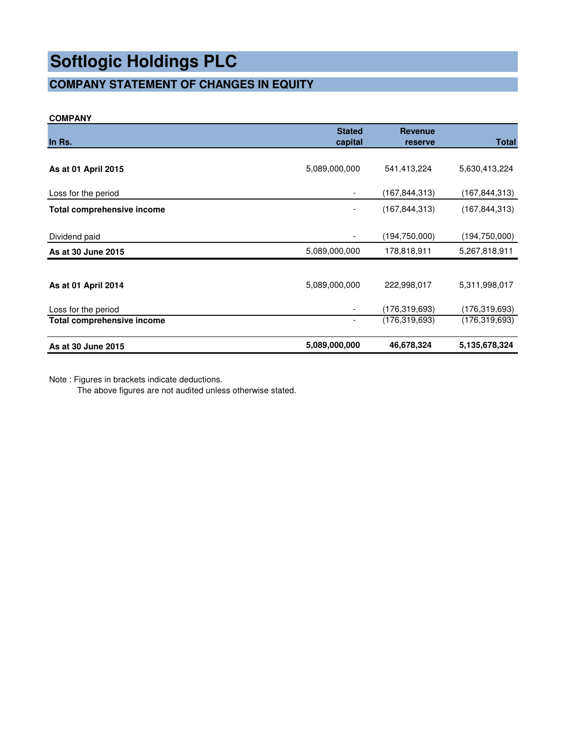# Softlogic Holdings PLC

## COMPANY STATEMENT OF CHANGES IN EQUITY

**COMPANY**

| In Rs. | Stated capital | Revenue reserve | Total |
|---|---|---|---|
| **As at 01 April 2015** | 5,089,000,000 | 541,413,224 | 5,630,413,224 |
| Loss for the period | - | (167,844,313) | (167,844,313) |
| **Total comprehensive income** | - | (167,844,313) | (167,844,313) |
| Dividend paid | - | (194,750,000) | (194,750,000) |
| **As at 30 June 2015** | 5,089,000,000 | 178,818,911 | 5,267,818,911 |
| | | | |
| **As at 01 April 2014** | 5,089,000,000 | 222,998,017 | 5,311,998,017 |
| Loss for the period | - | (176,319,693) | (176,319,693) |
| **Total comprehensive income** | - | (176,319,693) | (176,319,693) |
| **As at 30 June 2015** | **5,089,000,000** | **46,678,324** | **5,135,678,324** |

Note : Figures in brackets indicate deductions.

The above figures are not audited unless otherwise stated.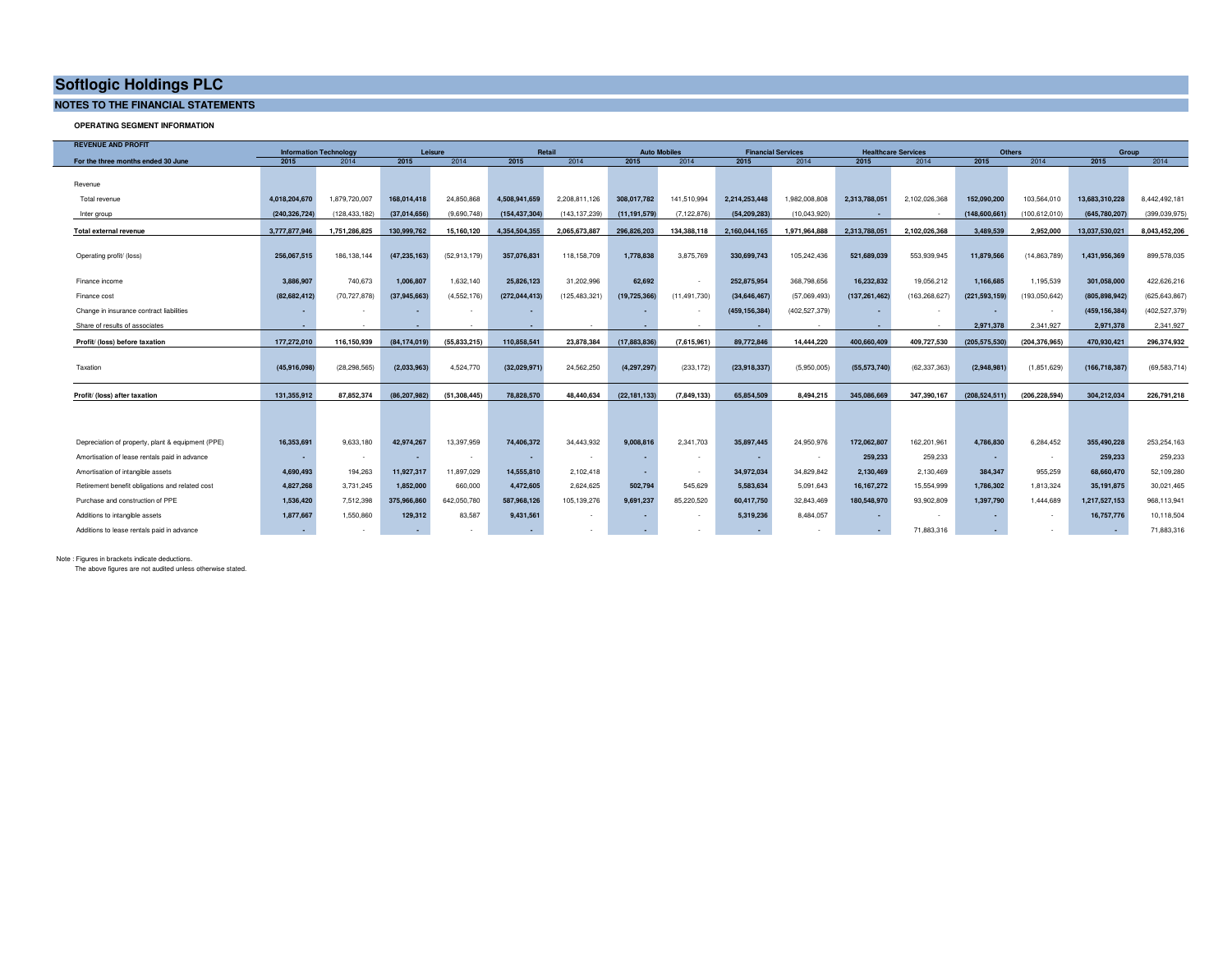# Softlogic Holdings PLC

## NOTES TO THE FINANCIAL STATEMENTS

### OPERATING SEGMENT INFORMATION

| REVENUE AND PROFIT | Information Technology | | Leisure | | Retail | | Auto Mobiles | | Financial Services | | Healthcare Services | | Others | | Group | |
|---|---|---|---|---|---|---|---|---|---|---|---|---|---|---|---|---|
| For the three months ended 30 June | 2015 | 2014 | 2015 | 2014 | 2015 | 2014 | 2015 | 2014 | 2015 | 2014 | 2015 | 2014 | 2015 | 2014 | 2015 | 2014 |
| Revenue | | | | | | | | | | | | | | | | |
| Total revenue | 4,018,204,670 | 1,879,720,007 | 168,014,418 | 24,850,868 | 4,508,941,659 | 2,208,811,126 | 308,017,782 | 141,510,994 | 2,214,253,448 | 1,982,008,808 | 2,313,788,051 | 2,102,026,368 | 152,090,200 | 103,564,010 | 13,683,310,228 | 8,442,492,181 |
| Inter group | (240,326,724) | (128,433,182) | (37,014,656) | (9,690,748) | (154,437,304) | (143,137,239) | (11,191,579) | (7,122,876) | (54,209,283) | (10,043,920) | - | - | (148,600,661) | (100,612,010) | (645,780,207) | (399,039,975) |
| Total external revenue | 3,777,877,946 | 1,751,286,825 | 130,999,762 | 15,160,120 | 4,354,504,355 | 2,065,673,887 | 296,826,203 | 134,388,118 | 2,160,044,165 | 1,971,964,888 | 2,313,788,051 | 2,102,026,368 | 3,489,539 | 2,952,000 | 13,037,530,021 | 8,043,452,206 |
| Operating profit/ (loss) | 256,067,515 | 186,138,144 | (47,235,163) | (52,913,179) | 357,076,831 | 118,158,709 | 1,778,838 | 3,875,769 | 330,699,743 | 105,242,436 | 521,689,039 | 553,939,945 | 11,879,566 | (14,863,789) | 1,431,956,369 | 899,578,035 |
| Finance income | 3,886,907 | 740,673 | 1,006,807 | 1,632,140 | 25,826,123 | 31,202,996 | 62,692 | - | 252,875,954 | 368,798,656 | 16,232,832 | 19,056,212 | 1,166,685 | 1,195,539 | 301,058,000 | 422,626,216 |
| Finance cost | (82,682,412) | (70,727,878) | (37,945,663) | (4,552,176) | (272,044,413) | (125,483,321) | (19,725,366) | (11,491,730) | (34,646,467) | (57,069,493) | (137,261,462) | (163,268,627) | (221,593,159) | (193,050,642) | (805,898,942) | (625,643,867) |
| Change in insurance contract liabilities | - | - | - | - | - | | - | - | (459,156,384) | (402,527,379) | - | - | - | - | (459,156,384) | (402,527,379) |
| Share of results of associates | - | - | - | - | - | - | - | - | - | - | - | - | 2,971,378 | 2,341,927 | 2,971,378 | 2,341,927 |
| Profit/ (loss) before taxation | 177,272,010 | 116,150,939 | (84,174,019) | (55,833,215) | 110,858,541 | 23,878,384 | (17,883,836) | (7,615,961) | 89,772,846 | 14,444,220 | 400,660,409 | 409,727,530 | (205,575,530) | (204,376,965) | 470,930,421 | 296,374,932 |
| Taxation | (45,916,098) | (28,298,565) | (2,033,963) | 4,524,770 | (32,029,971) | 24,562,250 | (4,297,297) | (233,172) | (23,918,337) | (5,950,005) | (55,573,740) | (62,337,363) | (2,948,981) | (1,851,629) | (166,718,387) | (69,583,714) |
| Profit/ (loss) after taxation | 131,355,912 | 87,852,374 | (86,207,982) | (51,308,445) | 78,828,570 | 48,440,634 | (22,181,133) | (7,849,133) | 65,854,509 | 8,494,215 | 345,086,669 | 347,390,167 | (208,524,511) | (206,228,594) | 304,212,034 | 226,791,218 |
| Depreciation of property, plant & equipment (PPE) | 16,353,691 | 9,633,180 | 42,974,267 | 13,397,959 | 74,406,372 | 34,443,932 | 9,008,816 | 2,341,703 | 35,897,445 | 24,950,976 | 172,062,807 | 162,201,961 | 4,786,830 | 6,284,452 | 355,490,228 | 253,254,163 |
| Amortisation of lease rentals paid in advance | - | - | - | - | - | - | - | - | - | - | 259,233 | 259,233 | - | - | 259,233 | 259,233 |
| Amortisation of intangible assets | 4,690,493 | 194,263 | 11,927,317 | 11,897,029 | 14,555,810 | 2,102,418 | - | - | 34,972,034 | 34,829,842 | 2,130,469 | 2,130,469 | 384,347 | 955,259 | 68,660,470 | 52,109,280 |
| Retirement benefit obligations and related cost | 4,827,268 | 3,731,245 | 1,852,000 | 660,000 | 4,472,605 | 2,624,625 | 502,794 | 545,629 | 5,583,634 | 5,091,643 | 16,167,272 | 15,554,999 | 1,786,302 | 1,813,324 | 35,191,875 | 30,021,465 |
| Purchase and construction of PPE | 1,536,420 | 7,512,398 | 375,966,860 | 642,050,780 | 587,968,126 | 105,139,276 | 9,691,237 | 85,220,520 | 60,417,750 | 32,843,469 | 180,548,970 | 93,902,809 | 1,397,790 | 1,444,689 | 1,217,527,153 | 968,113,941 |
| Additions to intangible assets | 1,877,667 | 1,550,860 | 129,312 | 83,587 | 9,431,561 | - | - | - | 5,319,236 | 8,484,057 | - | - | - | - | 16,757,776 | 10,118,504 |
| Additions to lease rentals paid in advance | - | - | - | - | - | - | - | - | - | - | - | 71,883,316 | - | - | - | 71,883,316 |

Note : Figures in brackets indicate deductions.
The above figures are not audited unless otherwise stated.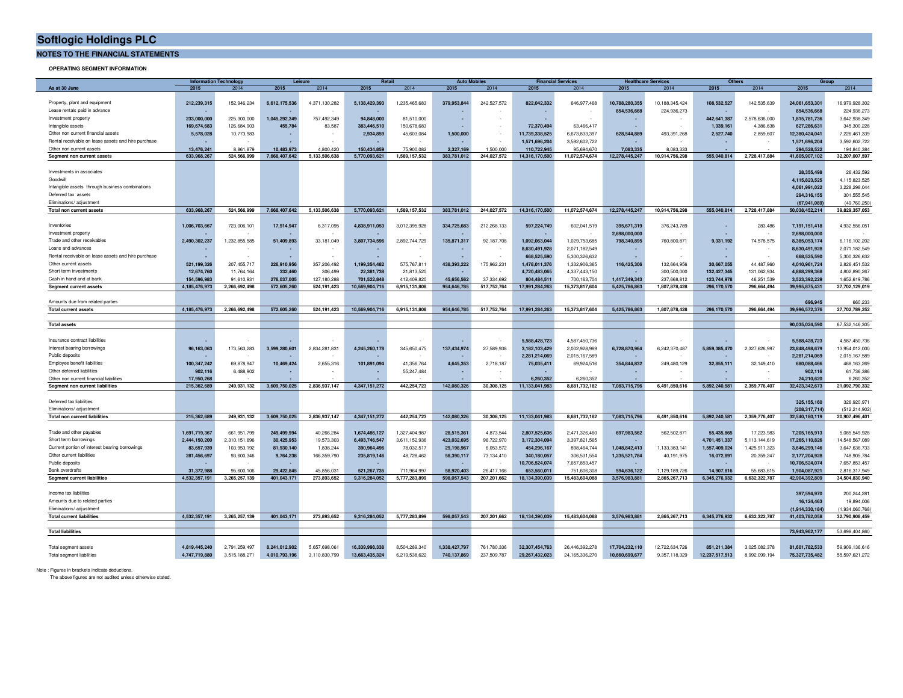# Softlogic Holdings PLC

## NOTES TO THE FINANCIAL STATEMENTS

### OPERATING SEGMENT INFORMATION

| | Information Technology | | Leisure | | Retail | | Auto Mobiles | | Financial Services | | Healthcare Services | | Others | | Group | |
|---|---|---|---|---|---|---|---|---|---|---|---|---|---|---|---|---|
| **As at 30 June** | **2015** | 2014 | **2015** | 2014 | **2015** | 2014 | **2015** | 2014 | **2015** | 2014 | **2015** | 2014 | **2015** | 2014 | **2015** | 2014 |
| Property, plant and equipment | **212,239,315** | 152,946,234 | **6,612,175,536** | 4,371,130,282 | **5,138,429,393** | 1,235,465,683 | **379,953,844** | 242,527,572 | **822,042,332** | 646,977,468 | **10,788,280,355** | 10,188,345,424 | **108,532,527** | 142,535,639 | **24,061,653,301** | 16,979,928,302 |
| Lease rentals paid in advance | **-** | - | **-** | - | **-** | - | **-** | - | **-** | - | **854,536,668** | 224,936,273 | **-** | - | **854,536,668** | 224,936,273 |
| Investment property | **233,000,000** | 225,300,000 | **1,045,292,349** | 757,492,349 | **94,848,000** | 81,510,000 | **-** | - | **-** | - | **-** | - | **442,641,387** | 2,578,636,000 | **1,815,781,736** | 3,642,938,349 |
| Intangible assets | **169,674,683** | 126,684,903 | **455,784** | 83,587 | **383,446,510** | 150,678,683 | **-** | - | **72,370,494** | 63,466,417 | **-** | - | **1,339,161** | 4,386,638 | **627,286,631** | 345,300,228 |
| Other non current financial assets | **5,578,028** | 10,773,983 | **-** | - | **2,934,859** | 45,603,084 | **1,500,000** | - | **11,739,338,525** | 6,673,833,397 | **628,544,889** | 493,391,268 | **2,527,740** | 2,859,607 | **12,380,424,041** | 7,226,461,339 |
| Rental receivable on lease assets and hire purchase | **-** | - | **-** | - | **-** | - | **-** | - | **1,571,696,204** | 3,592,602,722 | **-** | - | **-** | - | **1,571,696,204** | 3,592,602,722 |
| Other non current assets | **13,476,241** | 8,861,879 | **10,483,973** | 4,800,420 | **150,434,859** | 75,900,082 | **2,327,169** | 1,500,000 | **110,722,945** | 95,694,670 | **7,083,335** | 8,083,333 | **-** | - | **294,528,522** | 194,840,384 |
| **Segment non current assets** | **633,968,267** | **524,566,999** | **7,668,407,642** | **5,133,506,638** | **5,770,093,621** | **1,589,157,532** | **383,781,012** | **244,027,572** | **14,316,170,500** | **11,072,574,674** | **12,278,445,247** | **10,914,756,298** | **555,040,814** | **2,728,417,884** | **41,605,907,102** | **32,207,007,597** |
| Investments in associates | | | | | | | | | | | | | | | **28,355,498** | 26,432,592 |
| Goodwill | | | | | | | | | | | | | | | **4,115,823,525** | 4,115,823,525 |
| Intangible assets through business combinations | | | | | | | | | | | | | | | **4,061,991,022** | 3,228,298,044 |
| Deferred tax assets | | | | | | | | | | | | | | | **294,316,155** | 301,555,545 |
| Eliminations/ adjustment | | | | | | | | | | | | | | | **(67,941,089)** | (49,760,250) |
| **Total non current assets** | **633,968,267** | **524,566,999** | **7,668,407,642** | **5,133,506,638** | **5,770,093,621** | **1,589,157,532** | **383,781,012** | **244,027,572** | **14,316,170,500** | **11,072,574,674** | **12,278,445,247** | **10,914,756,298** | **555,040,814** | **2,728,417,884** | **50,038,452,214** | **39,829,357,053** |
| Inventories | **1,006,703,667** | 723,006,101 | **17,914,947** | 6,317,095 | **4,838,911,053** | 3,012,395,928 | **334,725,683** | 212,268,133 | **597,224,749** | 602,041,519 | **395,671,319** | 376,243,789 | **-** | 283,486 | **7,191,151,418** | 4,932,556,051 |
| Investment property | **-** | - | **-** | - | **-** | - | **-** | - | **-** | - | **2,698,000,000** | - | **-** | - | **2,698,000,000** | - |
| Trade and other receivables | **2,490,302,237** | 1,232,855,585 | **51,409,893** | 33,181,049 | **3,807,734,596** | 2,892,744,729 | **135,871,317** | 92,187,708 | **1,092,063,044** | 1,029,753,685 | **798,340,895** | 760,800,871 | **9,331,192** | 74,578,575 | **8,385,053,174** | 6,116,102,202 |
| Loans and advances | **-** | - | **-** | - | **-** | - | **-** | - | **8,630,491,928** | 2,071,182,549 | **-** | - | **-** | - | **8,630,491,928** | 2,071,182,549 |
| Rental receivable on lease assets and hire purchase | **-** | - | **-** | - | **-** | - | **-** | - | **668,525,590** | 5,300,326,632 | **-** | - | **-** | - | **668,525,590** | 5,300,326,632 |
| Other current assets | **521,199,326** | 207,455,717 | **226,910,956** | 357,206,492 | **1,199,354,482** | 575,767,811 | **438,393,222** | 175,962,231 | **1,478,011,376** | 1,332,906,365 | **116,425,306** | 132,664,956 | **30,667,055** | 44,487,960 | **4,010,961,724** | 2,826,451,532 |
| Short term investments | **12,674,760** | 11,764,164 | **332,460** | 306,499 | **22,381,738** | 21,813,520 | **-** | - | **4,720,483,065** | 4,337,443,150 | **-** | 300,500,000 | **132,427,345** | 131,062,934 | **4,888,299,368** | 4,802,890,267 |
| Cash in hand and at bank | **154,596,983** | 91,610,931 | **276,037,005** | 127,180,288 | **701,522,848** | 412,409,820 | **45,656,562** | 37,334,692 | **804,484,511** | 700,163,704 | **1,417,349,343** | 237,668,812 | **123,744,978** | 46,251,539 | **3,523,392,229** | 1,652,619,786 |
| **Segment current assets** | **4,185,476,973** | **2,266,692,498** | **572,605,260** | **524,191,423** | **10,569,904,716** | **6,915,131,808** | **954,646,785** | **517,752,764** | **17,991,284,263** | **15,373,817,604** | **5,425,786,863** | **1,807,878,428** | **296,170,570** | **296,664,494** | **39,995,875,431** | **27,702,129,019** |
| Amounts due from related parties | | | | | | | | | | | | | | | **696,945** | 660,233 |
| **Total current assets** | **4,185,476,973** | **2,266,692,498** | **572,605,260** | **524,191,423** | **10,569,904,716** | **6,915,131,808** | **954,646,785** | **517,752,764** | **17,991,284,263** | **15,373,817,604** | **5,425,786,863** | **1,807,878,428** | **296,170,570** | **296,664,494** | **39,996,572,376** | **27,702,789,252** |
| **Total assets** | | | | | | | | | | | | | | | **90,035,024,590** | 67,532,146,305 |
| Insurance contract liabilities | **-** | - | **-** | - | **-** | - | **-** | - | **5,588,428,723** | 4,587,450,736 | **-** | - | **-** | - | **5,588,428,723** | 4,587,450,736 |
| Interest bearing borrowings | **96,163,063** | 173,563,283 | **3,599,280,601** | 2,834,281,831 | **4,245,260,178** | 345,650,475 | **137,434,974** | 27,589,938 | **3,182,103,429** | 2,002,928,989 | **6,728,870,964** | 6,242,370,487 | **5,859,385,470** | 2,327,626,997 | **23,848,498,679** | 13,954,012,000 |
| Public deposits | **-** | - | **-** | - | **-** | - | **-** | - | **2,281,214,069** | 2,015,167,589 | **-** | - | **-** | - | **2,281,214,069** | 2,015,167,589 |
| Employee benefit liabilities | **100,347,242** | 69,878,947 | **10,469,424** | 2,655,316 | **101,891,094** | 41,356,764 | **4,645,353** | 2,718,187 | **75,035,411** | 69,924,516 | **354,844,832** | 249,480,129 | **32,855,111** | 32,149,410 | **680,088,466** | 468,163,269 |
| Other deferred liabilities | **902,116** | 6,488,902 | **-** | - | **-** | 55,247,484 | **-** | - | **-** | - | **-** | - | **-** | - | **902,116** | 61,736,386 |
| Other non current financial liabilities | **17,950,268** | - | **-** | - | **-** | - | **-** | - | **6,260,352** | 6,260,352 | **-** | - | **-** | - | **24,210,620** | 6,260,352 |
| **Segment non current liabilities** | **215,362,689** | **249,931,132** | **3,609,750,025** | **2,836,937,147** | **4,347,151,272** | **442,254,723** | **142,080,326** | **30,308,125** | **11,133,041,983** | **8,681,732,182** | **7,083,715,796** | **6,491,850,616** | **5,892,240,581** | **2,359,776,407** | **32,423,342,673** | **21,092,790,332** |
| Deferred tax liabilities | | | | | | | | | | | | | | | **325,155,160** | 326,920,971 |
| Eliminations/ adjustment | | | | | | | | | | | | | | | **(208,317,714)** | (512,214,902) |
| **Total non current liabilities** | **215,362,689** | **249,931,132** | **3,609,750,025** | **2,836,937,147** | **4,347,151,272** | **442,254,723** | **142,080,326** | **30,308,125** | **11,133,041,983** | **8,681,732,182** | **7,083,715,796** | **6,491,850,616** | **5,892,240,581** | **2,359,776,407** | **32,540,180,119** | **20,907,496,401** |
| Trade and other payables | **1,691,719,367** | 661,951,799 | **249,499,994** | 40,266,284 | **1,674,486,127** | 1,327,404,987 | **28,515,361** | 4,873,544 | **2,807,525,636** | 2,471,326,460 | **697,983,562** | 562,502,871 | **55,435,865** | 17,223,983 | **7,205,165,913** | 5,085,549,928 |
| Short term borrowings | **2,444,150,200** | 2,310,151,696 | **30,425,953** | 19,573,303 | **6,493,746,547** | 3,611,152,936 | **423,032,695** | 96,722,970 | **3,172,304,094** | 3,397,821,565 | **-** | - | **4,701,451,337** | 5,113,144,619 | **17,265,110,826** | 14,548,567,089 |
| Current portion of interest bearing borrowings | **83,657,939** | 103,953,192 | **81,930,140** | 1,838,244 | **390,964,496** | 78,032,517 | **29,198,967** | 6,053,572 | **454,296,167** | 898,464,744 | **1,048,842,413** | 1,133,383,141 | **1,557,409,024** | 1,425,911,323 | **3,646,299,146** | 3,647,636,733 |
| Other current liabilities | **281,456,697** | 93,600,346 | **9,764,238** | 166,359,790 | **235,819,146** | 48,728,462 | **58,390,117** | 73,134,410 | **340,180,057** | 306,531,554 | **1,235,521,784** | 40,191,975 | **16,072,891** | 20,359,247 | **2,177,204,928** | 748,905,784 |
| Public deposits | **-** | - | **-** | - | **-** | - | **-** | - | **10,706,524,074** | 7,657,853,457 | **-** | - | **-** | - | **10,706,524,074** | 7,657,853,457 |
| Bank overdrafts | **31,372,988** | 95,600,106 | **29,422,845** | 45,856,031 | **521,267,735** | 711,964,997 | **58,920,403** | 26,417,166 | **653,560,011** | 751,606,308 | **594,636,122** | 1,129,189,726 | **14,907,816** | 55,683,615 | **1,904,087,921** | 2,816,317,949 |
| **Segment current liabilities** | **4,532,357,191** | **3,265,257,139** | **401,043,171** | **273,893,652** | **9,316,284,052** | **5,777,283,899** | **598,057,543** | **207,201,662** | **18,134,390,039** | **15,483,604,088** | **3,576,983,881** | **2,865,267,713** | **6,345,276,932** | **6,632,322,787** | **42,904,392,809** | **34,504,830,940** |
| Income tax liabilities | | | | | | | | | | | | | | | **397,594,970** | 200,244,281 |
| Amounts due to related parties | | | | | | | | | | | | | | | **16,124,463** | 19,894,006 |
| Eliminations/ adjustment | | | | | | | | | | | | | | | **(1,914,330,184)** | (1,934,060,768) |
| **Total current liabilities** | **4,532,357,191** | **3,265,257,139** | **401,043,171** | **273,893,652** | **9,316,284,052** | **5,777,283,899** | **598,057,543** | **207,201,662** | **18,134,390,039** | **15,483,604,088** | **3,576,983,881** | **2,865,267,713** | **6,345,276,932** | **6,632,322,787** | **41,403,782,058** | **32,790,908,459** |
| **Total liabilities** | | | | | | | | | | | | | | | **73,943,962,177** | 53,698,404,860 |
| Total segment assets | **4,819,445,240** | 2,791,259,497 | **8,241,012,902** | 5,657,698,061 | **16,339,998,338** | 8,504,289,340 | **1,338,427,797** | 761,780,336 | **32,307,454,763** | 26,446,392,278 | **17,704,232,110** | 12,722,634,726 | **851,211,384** | 3,025,082,378 | **81,601,782,533** | 59,909,136,616 |
| Total segment liabilities | **4,747,719,880** | 3,515,188,271 | **4,010,793,196** | 3,110,830,799 | **13,663,435,324** | 6,219,538,622 | **740,137,869** | 237,509,787 | **29,267,432,023** | 24,165,336,270 | **10,660,699,677** | 9,357,118,329 | **12,237,517,513** | 8,992,099,194 | **75,327,735,482** | 55,597,621,272 |

Note : Figures in brackets indicate deductions.
The above figures are not audited unless otherwise stated.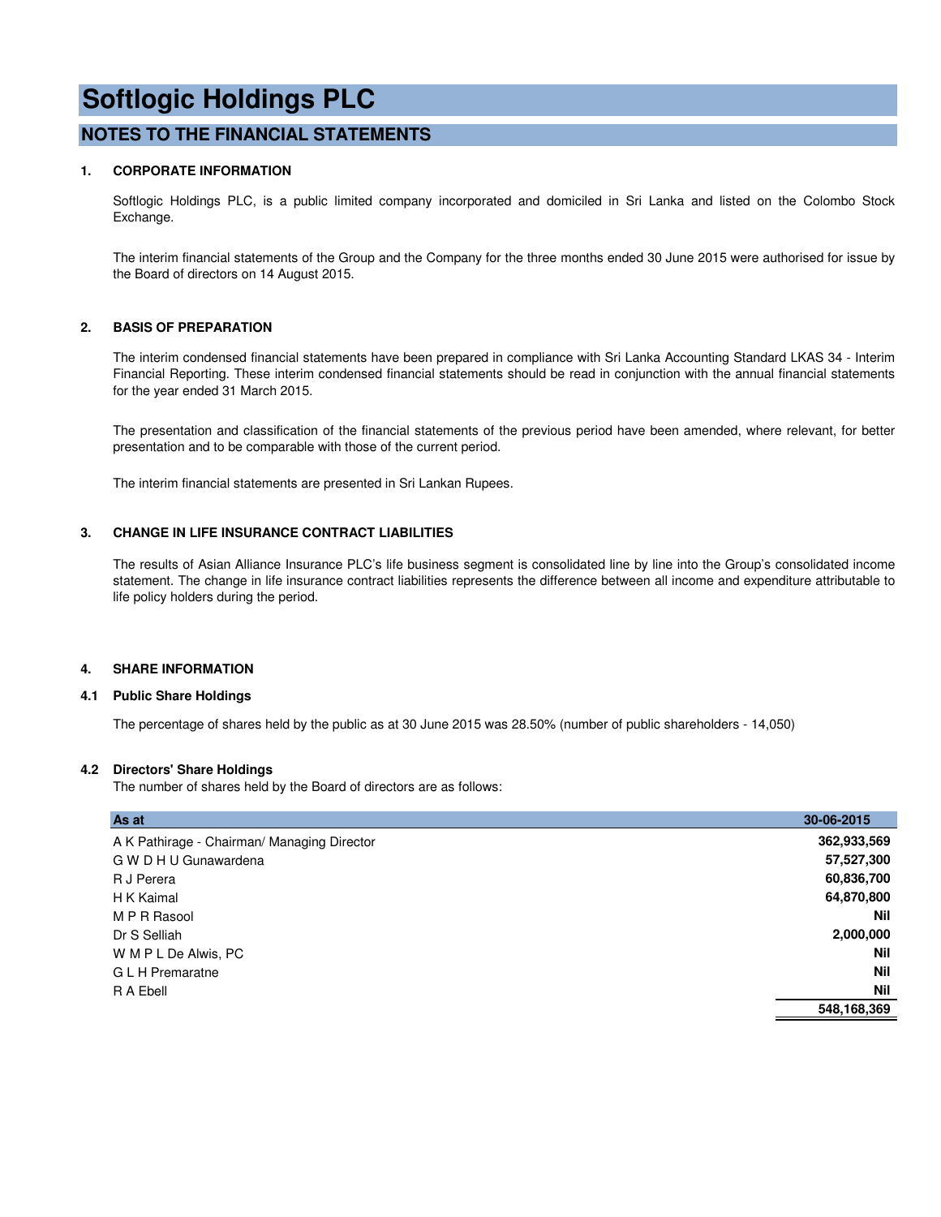# Softlogic Holdings PLC

## NOTES TO THE FINANCIAL STATEMENTS

### 1. CORPORATE INFORMATION

Softlogic Holdings PLC, is a public limited company incorporated and domiciled in Sri Lanka and listed on the Colombo Stock Exchange.

The interim financial statements of the Group and the Company for the three months ended 30 June 2015 were authorised for issue by the Board of directors on 14 August 2015.

### 2. BASIS OF PREPARATION

The interim condensed financial statements have been prepared in compliance with Sri Lanka Accounting Standard LKAS 34 - Interim Financial Reporting. These interim condensed financial statements should be read in conjunction with the annual financial statements for the year ended 31 March 2015.

The presentation and classification of the financial statements of the previous period have been amended, where relevant, for better presentation and to be comparable with those of the current period.

The interim financial statements are presented in Sri Lankan Rupees.

### 3. CHANGE IN LIFE INSURANCE CONTRACT LIABILITIES

The results of Asian Alliance Insurance PLC's life business segment is consolidated line by line into the Group's consolidated income statement. The change in life insurance contract liabilities represents the difference between all income and expenditure attributable to life policy holders during the period.

### 4. SHARE INFORMATION

#### 4.1 Public Share Holdings

The percentage of shares held by the public as at 30 June 2015 was 28.50% (number of public shareholders - 14,050)

#### 4.2 Directors' Share Holdings

The number of shares held by the Board of directors are as follows:

| As at | 30-06-2015 |
|---|---|
| A K Pathirage - Chairman/ Managing Director | **362,933,569** |
| G W D H U Gunawardena | **57,527,300** |
| R J Perera | **60,836,700** |
| H K Kaimal | **64,870,800** |
| M P R Rasool | **Nil** |
| Dr S Selliah | **2,000,000** |
| W M P L De Alwis, PC | **Nil** |
| G L H Premaratne | **Nil** |
| R A Ebell | **Nil** |
| | **548,168,369** |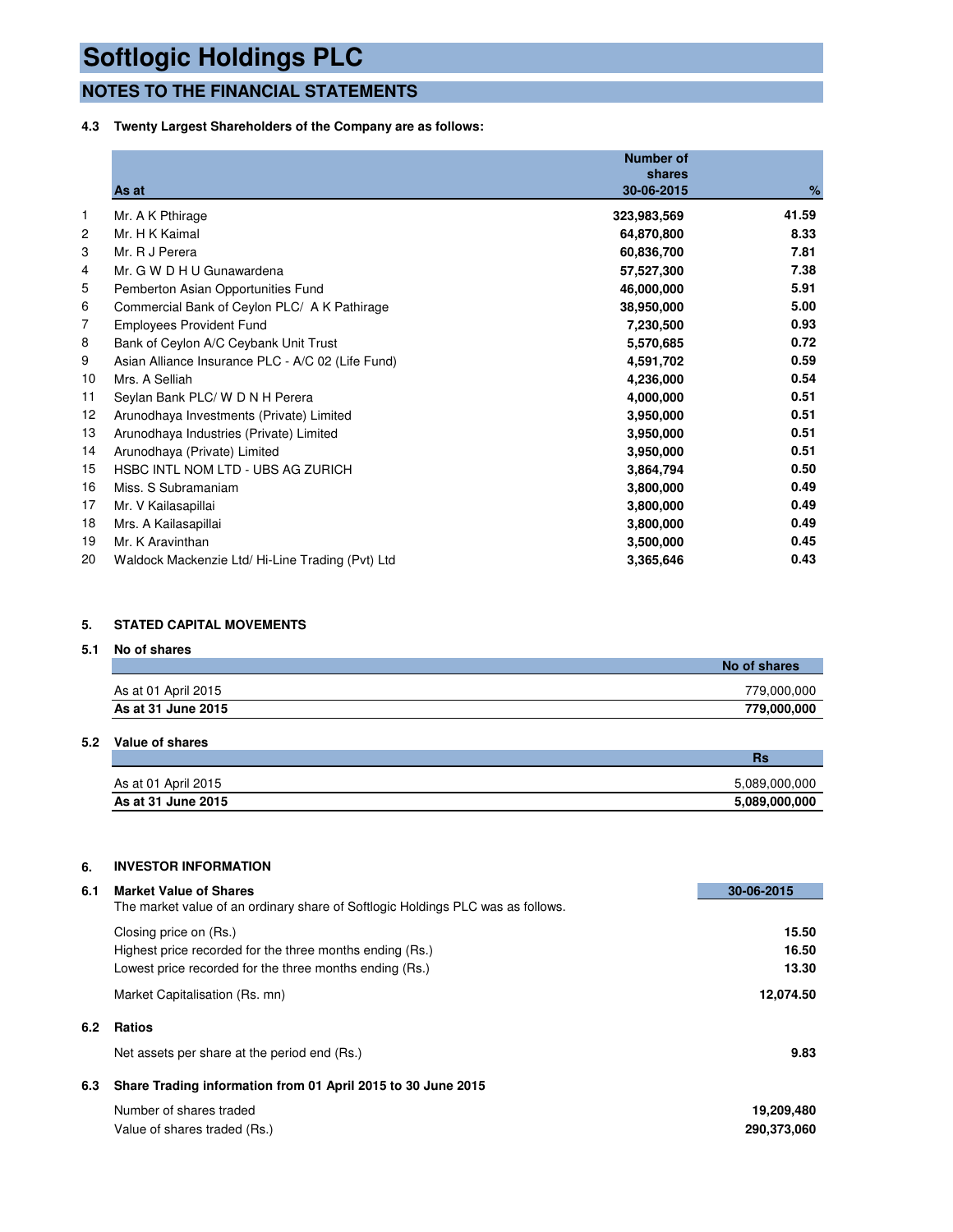# Softlogic Holdings PLC

## NOTES TO THE FINANCIAL STATEMENTS

### 4.3 Twenty Largest Shareholders of the Company are as follows:

| | As at | Number of shares 30-06-2015 | % |
|---|---|---|---|
| 1 | Mr. A K Pthirage | 323,983,569 | 41.59 |
| 2 | Mr. H K Kaimal | 64,870,800 | 8.33 |
| 3 | Mr. R J Perera | 60,836,700 | 7.81 |
| 4 | Mr. G W D H U Gunawardena | 57,527,300 | 7.38 |
| 5 | Pemberton Asian Opportunities Fund | 46,000,000 | 5.91 |
| 6 | Commercial Bank of Ceylon PLC/ A K Pathirage | 38,950,000 | 5.00 |
| 7 | Employees Provident Fund | 7,230,500 | 0.93 |
| 8 | Bank of Ceylon A/C Ceybank Unit Trust | 5,570,685 | 0.72 |
| 9 | Asian Alliance Insurance PLC - A/C 02 (Life Fund) | 4,591,702 | 0.59 |
| 10 | Mrs. A Selliah | 4,236,000 | 0.54 |
| 11 | Seylan Bank PLC/ W D N H Perera | 4,000,000 | 0.51 |
| 12 | Arunodhaya Investments (Private) Limited | 3,950,000 | 0.51 |
| 13 | Arunodhaya Industries (Private) Limited | 3,950,000 | 0.51 |
| 14 | Arunodhaya (Private) Limited | 3,950,000 | 0.51 |
| 15 | HSBC INTL NOM LTD - UBS AG ZURICH | 3,864,794 | 0.50 |
| 16 | Miss. S Subramaniam | 3,800,000 | 0.49 |
| 17 | Mr. V Kailasapillai | 3,800,000 | 0.49 |
| 18 | Mrs. A Kailasapillai | 3,800,000 | 0.49 |
| 19 | Mr. K Aravinthan | 3,500,000 | 0.45 |
| 20 | Waldock Mackenzie Ltd/ Hi-Line Trading (Pvt) Ltd | 3,365,646 | 0.43 |

### 5. STATED CAPITAL MOVEMENTS

#### 5.1 No of shares

| | No of shares |
|---|---|
| As at 01 April 2015 | 779,000,000 |
| **As at 31 June 2015** | **779,000,000** |

#### 5.2 Value of shares

| | Rs |
|---|---|
| As at 01 April 2015 | 5,089,000,000 |
| **As at 31 June 2015** | **5,089,000,000** |

### 6. INVESTOR INFORMATION

#### 6.1 Market Value of Shares

The market value of an ordinary share of Softlogic Holdings PLC was as follows.

| | 30-06-2015 |
|---|---|
| Closing price on (Rs.) | 15.50 |
| Highest price recorded for the three months ending (Rs.) | 16.50 |
| Lowest price recorded for the three months ending (Rs.) | 13.30 |
| Market Capitalisation (Rs. mn) | 12,074.50 |

#### 6.2 Ratios

| | |
|---|---|
| Net assets per share at the period end (Rs.) | 9.83 |

#### 6.3 Share Trading information from 01 April 2015 to 30 June 2015

| | |
|---|---|
| Number of shares traded | 19,209,480 |
| Value of shares traded (Rs.) | 290,373,060 |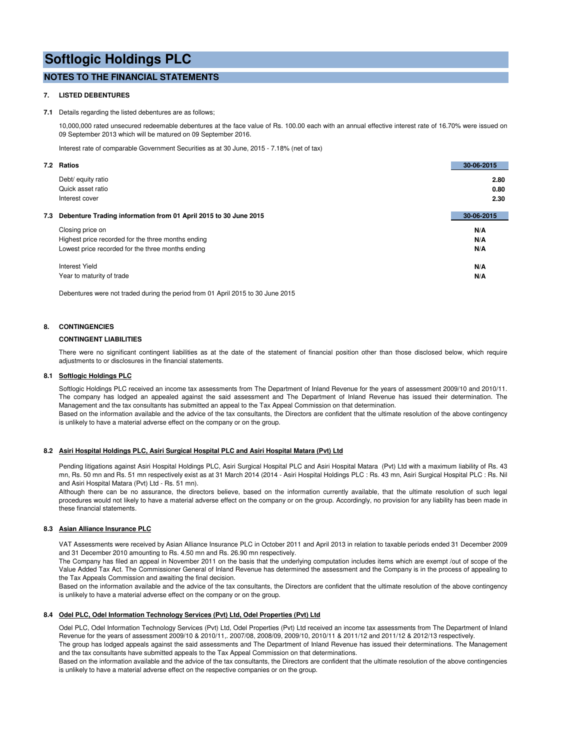# Softlogic Holdings PLC

## NOTES TO THE FINANCIAL STATEMENTS

### 7. LISTED DEBENTURES

**7.1** Details regarding the listed debentures are as follows;

10,000,000 rated unsecured redeemable debentures at the face value of Rs. 100.00 each with an annual effective interest rate of 16.70% were issued on 09 September 2013 which will be matured on 09 September 2016.

Interest rate of comparable Government Securities as at 30 June, 2015 - 7.18% (net of tax)

| **7.2 Ratios** | **30-06-2015** |
|---|---|
| Debt/ equity ratio | **2.80** |
| Quick asset ratio | **0.80** |
| Interest cover | **2.30** |

| **7.3 Debenture Trading information from 01 April 2015 to 30 June 2015** | **30-06-2015** |
|---|---|
| Closing price on | **N/A** |
| Highest price recorded for the three months ending | **N/A** |
| Lowest price recorded for the three months ending | **N/A** |
| Interest Yield | **N/A** |
| Year to maturity of trade | **N/A** |

Debentures were not traded during the period from 01 April 2015 to 30 June 2015

### 8. CONTINGENCIES

**CONTINGENT LIABILITIES**

There were no significant contingent liabilities as at the date of the statement of financial position other than those disclosed below, which require adjustments to or disclosures in the financial statements.

**8.1 Softlogic Holdings PLC**

Softlogic Holdings PLC received an income tax assessments from The Department of Inland Revenue for the years of assessment 2009/10 and 2010/11. The company has lodged an appealed against the said assessment and The Department of Inland Revenue has issued their determination. The Management and the tax consultants has submitted an appeal to the Tax Appeal Commission on that determination.
Based on the information available and the advice of the tax consultants, the Directors are confident that the ultimate resolution of the above contingency is unlikely to have a material adverse effect on the company or on the group.

**8.2 Asiri Hospital Holdings PLC, Asiri Surgical Hospital PLC and Asiri Hospital Matara (Pvt) Ltd**

Pending litigations against Asiri Hospital Holdings PLC, Asiri Surgical Hospital PLC and Asiri Hospital Matara (Pvt) Ltd with a maximum liability of Rs. 43 mn, Rs. 50 mn and Rs. 51 mn respectively exist as at 31 March 2014 (2014 - Asiri Hospital Holdings PLC : Rs. 43 mn, Asiri Surgical Hospital PLC : Rs. Nil and Asiri Hospital Matara (Pvt) Ltd - Rs. 51 mn).
Although there can be no assurance, the directors believe, based on the information currently available, that the ultimate resolution of such legal procedures would not likely to have a material adverse effect on the company or on the group. Accordingly, no provision for any liability has been made in these financial statements.

**8.3 Asian Alliance Insurance PLC**

VAT Assessments were received by Asian Alliance Insurance PLC in October 2011 and April 2013 in relation to taxable periods ended 31 December 2009 and 31 December 2010 amounting to Rs. 4.50 mn and Rs. 26.90 mn respectively.
The Company has filed an appeal in November 2011 on the basis that the underlying computation includes items which are exempt /out of scope of the Value Added Tax Act. The Commissioner General of Inland Revenue has determined the assessment and the Company is in the process of appealing to the Tax Appeals Commission and awaiting the final decision.
Based on the information available and the advice of the tax consultants, the Directors are confident that the ultimate resolution of the above contingency is unlikely to have a material adverse effect on the company or on the group.

**8.4 Odel PLC, Odel Information Technology Services (Pvt) Ltd, Odel Properties (Pvt) Ltd**

Odel PLC, Odel Information Technology Services (Pvt) Ltd, Odel Properties (Pvt) Ltd received an income tax assessments from The Department of Inland Revenue for the years of assessment 2009/10 & 2010/11,. 2007/08, 2008/09, 2009/10, 2010/11 & 2011/12 and 2011/12 & 2012/13 respectively.
The group has lodged appeals against the said assessments and The Department of Inland Revenue has issued their determinations. The Management and the tax consultants have submitted appeals to the Tax Appeal Commission on that determinations.
Based on the information available and the advice of the tax consultants, the Directors are confident that the ultimate resolution of the above contingencies is unlikely to have a material adverse effect on the respective companies or on the group.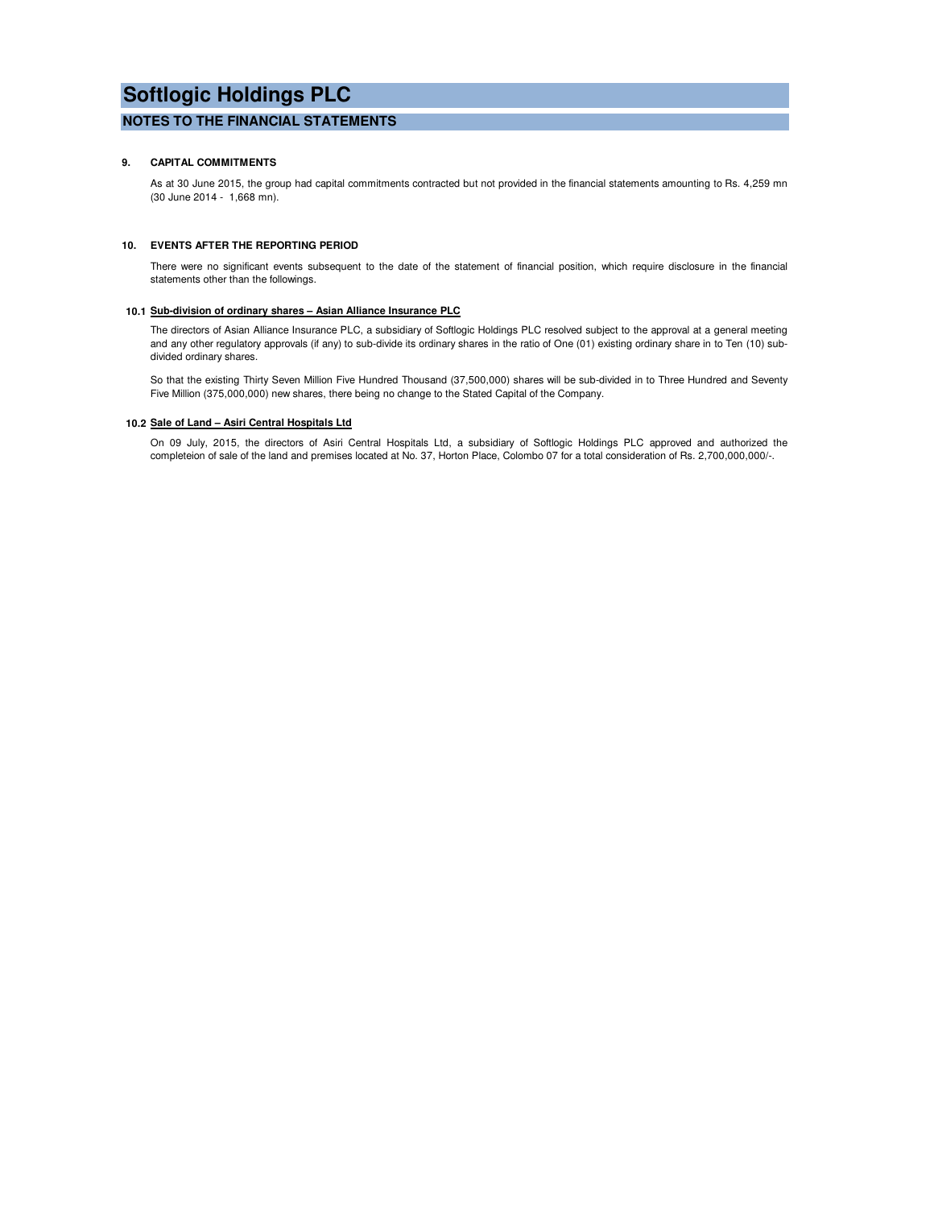# Softlogic Holdings PLC

## NOTES TO THE FINANCIAL STATEMENTS

### 9. CAPITAL COMMITMENTS

As at 30 June 2015, the group had capital commitments contracted but not provided in the financial statements amounting to Rs. 4,259 mn (30 June 2014 - 1,668 mn).

### 10. EVENTS AFTER THE REPORTING PERIOD

There were no significant events subsequent to the date of the statement of financial position, which require disclosure in the financial statements other than the followings.

#### 10.1 Sub-division of ordinary shares – Asian Alliance Insurance PLC

The directors of Asian Alliance Insurance PLC, a subsidiary of Softlogic Holdings PLC resolved subject to the approval at a general meeting and any other regulatory approvals (if any) to sub-divide its ordinary shares in the ratio of One (01) existing ordinary share in to Ten (10) sub-divided ordinary shares.

So that the existing Thirty Seven Million Five Hundred Thousand (37,500,000) shares will be sub-divided in to Three Hundred and Seventy Five Million (375,000,000) new shares, there being no change to the Stated Capital of the Company.

#### 10.2 Sale of Land – Asiri Central Hospitals Ltd

On 09 July, 2015, the directors of Asiri Central Hospitals Ltd, a subsidiary of Softlogic Holdings PLC approved and authorized the completeion of sale of the land and premises located at No. 37, Horton Place, Colombo 07 for a total consideration of Rs. 2,700,000,000/-.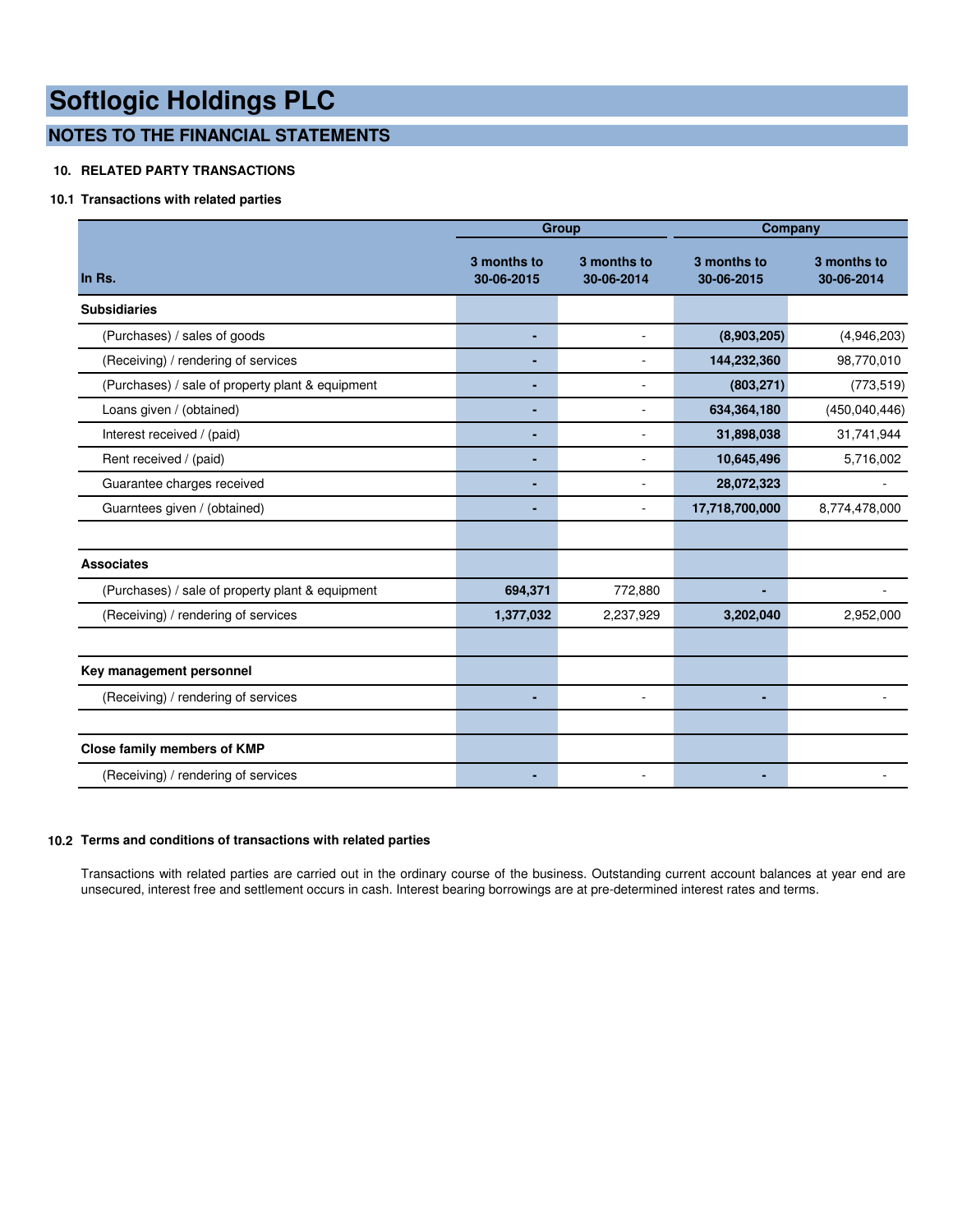# Softlogic Holdings PLC

## NOTES TO THE FINANCIAL STATEMENTS

### 10. RELATED PARTY TRANSACTIONS

#### 10.1 Transactions with related parties

| In Rs. | Group | | Company | |
|---|---|---|---|---|
| | **3 months to 30-06-2015** | **3 months to 30-06-2014** | **3 months to 30-06-2015** | **3 months to 30-06-2014** |
| **Subsidiaries** | | | | |
| (Purchases) / sales of goods | **-** | - | **(8,903,205)** | (4,946,203) |
| (Receiving) / rendering of services | **-** | - | **144,232,360** | 98,770,010 |
| (Purchases) / sale of property plant & equipment | **-** | - | **(803,271)** | (773,519) |
| Loans given / (obtained) | **-** | - | **634,364,180** | (450,040,446) |
| Interest received / (paid) | **-** | - | **31,898,038** | 31,741,944 |
| Rent received / (paid) | **-** | - | **10,645,496** | 5,716,002 |
| Guarantee charges received | **-** | - | **28,072,323** | - |
| Guarntees given / (obtained) | **-** | - | **17,718,700,000** | 8,774,478,000 |
| | | | | |
| **Associates** | | | | |
| (Purchases) / sale of property plant & equipment | **694,371** | 772,880 | **-** | - |
| (Receiving) / rendering of services | **1,377,032** | 2,237,929 | **3,202,040** | 2,952,000 |
| | | | | |
| **Key management personnel** | | | | |
| (Receiving) / rendering of services | **-** | - | **-** | - |
| | | | | |
| **Close family members of KMP** | | | | |
| (Receiving) / rendering of services | **-** | - | **-** | - |

#### 10.2 Terms and conditions of transactions with related parties

Transactions with related parties are carried out in the ordinary course of the business. Outstanding current account balances at year end are unsecured, interest free and settlement occurs in cash. Interest bearing borrowings are at pre-determined interest rates and terms.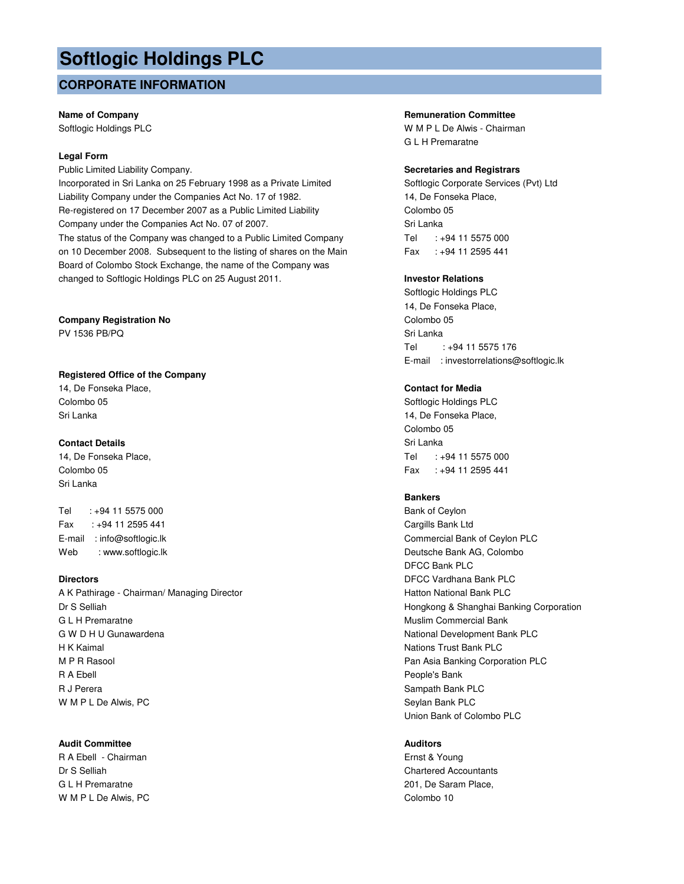# Softlogic Holdings PLC

## CORPORATE INFORMATION

**Name of Company**
Softlogic Holdings PLC

**Legal Form**
Public Limited Liability Company.
Incorporated in Sri Lanka on 25 February 1998 as a Private Limited Liability Company under the Companies Act No. 17 of 1982.
Re-registered on 17 December 2007 as a Public Limited Liability Company under the Companies Act No. 07 of 2007.
The status of the Company was changed to a Public Limited Company on 10 December 2008. Subsequent to the listing of shares on the Main Board of Colombo Stock Exchange, the name of the Company was changed to Softlogic Holdings PLC on 25 August 2011.

**Company Registration No**
PV 1536 PB/PQ

**Registered Office of the Company**
14, De Fonseka Place,
Colombo 05
Sri Lanka

**Contact Details**
14, De Fonseka Place,
Colombo 05
Sri Lanka

Tel : +94 11 5575 000
Fax : +94 11 2595 441
E-mail : info@softlogic.lk
Web : www.softlogic.lk

**Directors**
A K Pathirage - Chairman/ Managing Director
Dr S Selliah
G L H Premaratne
G W D H U Gunawardena
H K Kaimal
M P R Rasool
R A Ebell
R J Perera
W M P L De Alwis, PC

**Audit Committee**
R A Ebell - Chairman
Dr S Selliah
G L H Premaratne
W M P L De Alwis, PC

**Remuneration Committee**
W M P L De Alwis - Chairman
G L H Premaratne

**Secretaries and Registrars**
Softlogic Corporate Services (Pvt) Ltd
14, De Fonseka Place,
Colombo 05
Sri Lanka
Tel : +94 11 5575 000
Fax : +94 11 2595 441

**Investor Relations**
Softlogic Holdings PLC
14, De Fonseka Place,
Colombo 05
Sri Lanka
Tel : +94 11 5575 176
E-mail : investorrelations@softlogic.lk

**Contact for Media**
Softlogic Holdings PLC
14, De Fonseka Place,
Colombo 05
Sri Lanka
Tel : +94 11 5575 000
Fax : +94 11 2595 441

**Bankers**
Bank of Ceylon
Cargills Bank Ltd
Commercial Bank of Ceylon PLC
Deutsche Bank AG, Colombo
DFCC Bank PLC
DFCC Vardhana Bank PLC
Hatton National Bank PLC
Hongkong & Shanghai Banking Corporation
Muslim Commercial Bank
National Development Bank PLC
Nations Trust Bank PLC
Pan Asia Banking Corporation PLC
People's Bank
Sampath Bank PLC
Seylan Bank PLC
Union Bank of Colombo PLC

**Auditors**
Ernst & Young
Chartered Accountants
201, De Saram Place,
Colombo 10